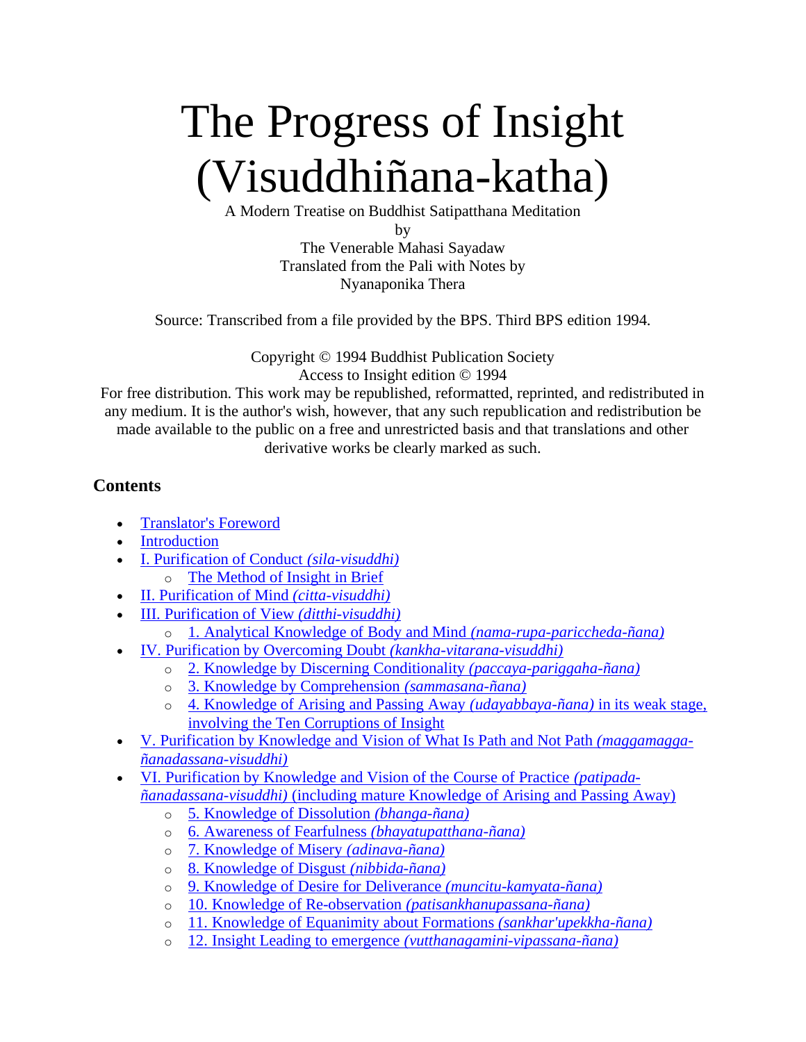# The Progress of Insight (Visuddhiñana-katha)

A Modern Treatise on Buddhist Satipatthana Meditation

by

The Venerable Mahasi Sayadaw

Translated from the Pali with Notes by

Nyanaponika Thera

Source: Transcribed from a file provided by the BPS. Third BPS edition 1994.

Copyright © 1994 Buddhist Publication Society

Access to Insight edition © 1994

For free distribution. This work may be republished, reformatted, reprinted, and redistributed in any medium. It is the author's wish, however, that any such republication and redistribution be made available to the public on a free and unrestricted basis and that translations and other derivative works be clearly marked as such.

## Contents

- Translator's Foreword
- Introduction
- I. Purification of Conduct *(sila-visuddhi)*
  - The Method of Insight in Brief
- II. Purification of Mind *(citta-visuddhi)*
- III. Purification of View *(ditthi-visuddhi)*
  - 1. Analytical Knowledge of Body and Mind *(nama-rupa-pariccheda-ñana)*
- IV. Purification by Overcoming Doubt *(kankha-vitarana-visuddhi)*
  - 2. Knowledge by Discerning Conditionality *(paccaya-pariggaha-ñana)*
  - 3. Knowledge by Comprehension *(sammasana-ñana)*
  - 4. Knowledge of Arising and Passing Away *(udayabbaya-ñana)* in its weak stage, involving the Ten Corruptions of Insight
- V. Purification by Knowledge and Vision of What Is Path and Not Path *(maggamagga-ñanadassana-visuddhi)*
- VI. Purification by Knowledge and Vision of the Course of Practice *(patipada-ñanadassana-visuddhi)* (including mature Knowledge of Arising and Passing Away)
  - 5. Knowledge of Dissolution *(bhanga-ñana)*
  - 6. Awareness of Fearfulness *(bhayatupatthana-ñana)*
  - 7. Knowledge of Misery *(adinava-ñana)*
  - 8. Knowledge of Disgust *(nibbida-ñana)*
  - 9. Knowledge of Desire for Deliverance *(muncitu-kamyata-ñana)*
  - 10. Knowledge of Re-observation *(patisankhanupassana-ñana)*
  - 11. Knowledge of Equanimity about Formations *(sankhar'upekkha-ñana)*
  - 12. Insight Leading to emergence *(vutthanagamini-vipassana-ñana)*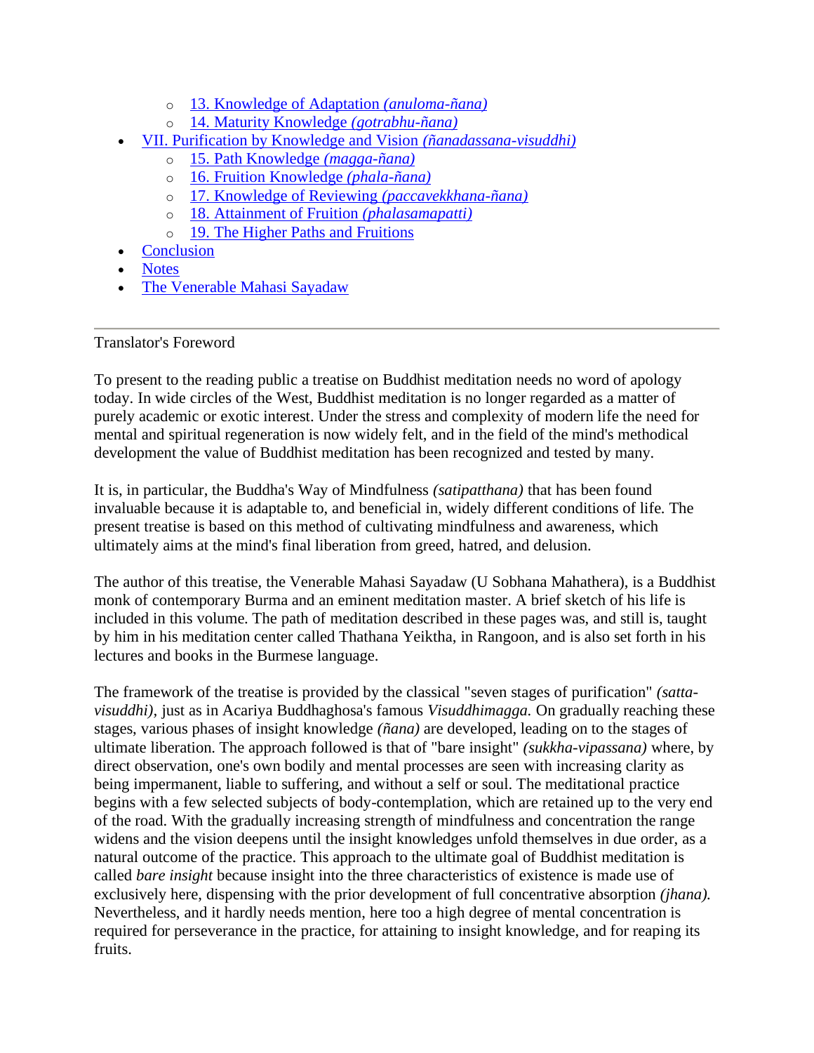- 13. Knowledge of Adaptation *(anuloma-ñana)*
    - 14. Maturity Knowledge *(gotrabhu-ñana)*
- VII. Purification by Knowledge and Vision *(ñanadassana-visuddhi)*
    - 15. Path Knowledge *(magga-ñana)*
    - 16. Fruition Knowledge *(phala-ñana)*
    - 17. Knowledge of Reviewing *(paccavekkhana-ñana)*
    - 18. Attainment of Fruition *(phalasamapatti)*
    - 19. The Higher Paths and Fruitions
- Conclusion
- Notes
- The Venerable Mahasi Sayadaw

---

## Translator's Foreword

To present to the reading public a treatise on Buddhist meditation needs no word of apology today. In wide circles of the West, Buddhist meditation is no longer regarded as a matter of purely academic or exotic interest. Under the stress and complexity of modern life the need for mental and spiritual regeneration is now widely felt, and in the field of the mind's methodical development the value of Buddhist meditation has been recognized and tested by many.

It is, in particular, the Buddha's Way of Mindfulness *(satipatthana)* that has been found invaluable because it is adaptable to, and beneficial in, widely different conditions of life. The present treatise is based on this method of cultivating mindfulness and awareness, which ultimately aims at the mind's final liberation from greed, hatred, and delusion.

The author of this treatise, the Venerable Mahasi Sayadaw (U Sobhana Mahathera), is a Buddhist monk of contemporary Burma and an eminent meditation master. A brief sketch of his life is included in this volume. The path of meditation described in these pages was, and still is, taught by him in his meditation center called Thathana Yeiktha, in Rangoon, and is also set forth in his lectures and books in the Burmese language.

The framework of the treatise is provided by the classical "seven stages of purification" *(satta-visuddhi),* just as in Acariya Buddhaghosa's famous *Visuddhimagga.* On gradually reaching these stages, various phases of insight knowledge *(ñana)* are developed, leading on to the stages of ultimate liberation. The approach followed is that of "bare insight" *(sukkha-vipassana)* where, by direct observation, one's own bodily and mental processes are seen with increasing clarity as being impermanent, liable to suffering, and without a self or soul. The meditational practice begins with a few selected subjects of body-contemplation, which are retained up to the very end of the road. With the gradually increasing strength of mindfulness and concentration the range widens and the vision deepens until the insight knowledges unfold themselves in due order, as a natural outcome of the practice. This approach to the ultimate goal of Buddhist meditation is called *bare insight* because insight into the three characteristics of existence is made use of exclusively here, dispensing with the prior development of full concentrative absorption *(jhana).* Nevertheless, and it hardly needs mention, here too a high degree of mental concentration is required for perseverance in the practice, for attaining to insight knowledge, and for reaping its fruits.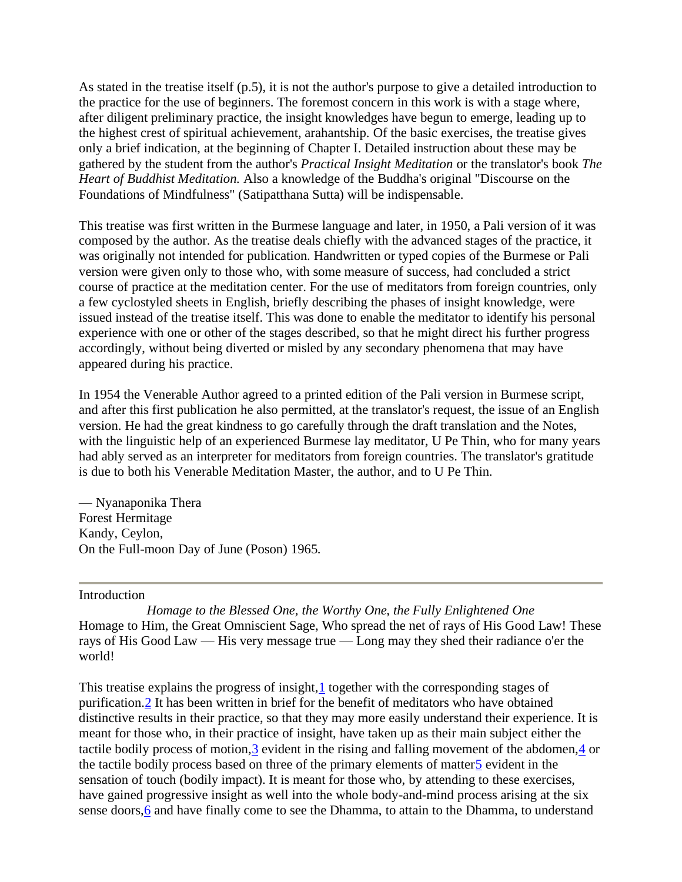As stated in the treatise itself (p.5), it is not the author's purpose to give a detailed introduction to the practice for the use of beginners. The foremost concern in this work is with a stage where, after diligent preliminary practice, the insight knowledges have begun to emerge, leading up to the highest crest of spiritual achievement, arahantship. Of the basic exercises, the treatise gives only a brief indication, at the beginning of Chapter I. Detailed instruction about these may be gathered by the student from the author's *Practical Insight Meditation* or the translator's book *The Heart of Buddhist Meditation.* Also a knowledge of the Buddha's original "Discourse on the Foundations of Mindfulness" (Satipatthana Sutta) will be indispensable.

This treatise was first written in the Burmese language and later, in 1950, a Pali version of it was composed by the author. As the treatise deals chiefly with the advanced stages of the practice, it was originally not intended for publication. Handwritten or typed copies of the Burmese or Pali version were given only to those who, with some measure of success, had concluded a strict course of practice at the meditation center. For the use of meditators from foreign countries, only a few cyclostyled sheets in English, briefly describing the phases of insight knowledge, were issued instead of the treatise itself. This was done to enable the meditator to identify his personal experience with one or other of the stages described, so that he might direct his further progress accordingly, without being diverted or misled by any secondary phenomena that may have appeared during his practice.

In 1954 the Venerable Author agreed to a printed edition of the Pali version in Burmese script, and after this first publication he also permitted, at the translator's request, the issue of an English version. He had the great kindness to go carefully through the draft translation and the Notes, with the linguistic help of an experienced Burmese lay meditator, U Pe Thin, who for many years had ably served as an interpreter for meditators from foreign countries. The translator's gratitude is due to both his Venerable Meditation Master, the author, and to U Pe Thin.

— Nyanaponika Thera
Forest Hermitage
Kandy, Ceylon,
On the Full-moon Day of June (Poson) 1965.

---

## Introduction

*Homage to the Blessed One, the Worthy One, the Fully Enlightened One*

Homage to Him, the Great Omniscient Sage, Who spread the net of rays of His Good Law! These rays of His Good Law — His very message true — Long may they shed their radiance o'er the world!

This treatise explains the progress of insight,[1] together with the corresponding stages of purification.[2] It has been written in brief for the benefit of meditators who have obtained distinctive results in their practice, so that they may more easily understand their experience. It is meant for those who, in their practice of insight, have taken up as their main subject either the tactile bodily process of motion,[3] evident in the rising and falling movement of the abdomen,[4] or the tactile bodily process based on three of the primary elements of matter[5] evident in the sensation of touch (bodily impact). It is meant for those who, by attending to these exercises, have gained progressive insight as well into the whole body-and-mind process arising at the six sense doors,[6] and have finally come to see the Dhamma, to attain to the Dhamma, to understand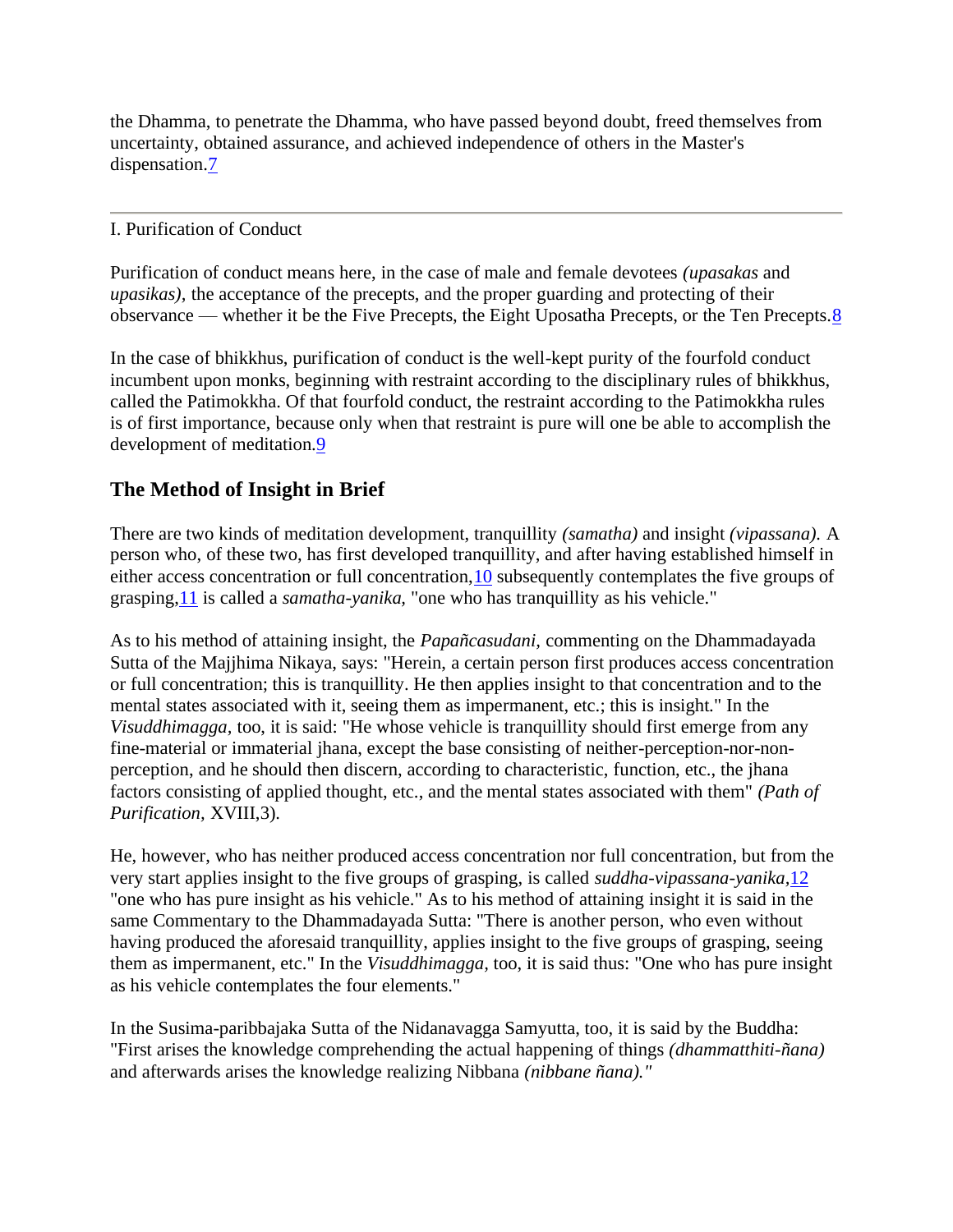the Dhamma, to penetrate the Dhamma, who have passed beyond doubt, freed themselves from uncertainty, obtained assurance, and achieved independence of others in the Master's dispensation.[7]

---

I. Purification of Conduct

Purification of conduct means here, in the case of male and female devotees *(upasakas* and *upasikas),* the acceptance of the precepts, and the proper guarding and protecting of their observance — whether it be the Five Precepts, the Eight Uposatha Precepts, or the Ten Precepts.[8]

In the case of bhikkhus, purification of conduct is the well-kept purity of the fourfold conduct incumbent upon monks, beginning with restraint according to the disciplinary rules of bhikkhus, called the Patimokkha. Of that fourfold conduct, the restraint according to the Patimokkha rules is of first importance, because only when that restraint is pure will one be able to accomplish the development of meditation.[9]

## The Method of Insight in Brief

There are two kinds of meditation development, tranquillity *(samatha)* and insight *(vipassana).* A person who, of these two, has first developed tranquillity, and after having established himself in either access concentration or full concentration,[10] subsequently contemplates the five groups of grasping,[11] is called a *samatha-yanika,* "one who has tranquillity as his vehicle."

As to his method of attaining insight, the *Papañcasudani,* commenting on the Dhammadayada Sutta of the Majjhima Nikaya, says: "Herein, a certain person first produces access concentration or full concentration; this is tranquillity. He then applies insight to that concentration and to the mental states associated with it, seeing them as impermanent, etc.; this is insight." In the *Visuddhimagga,* too, it is said: "He whose vehicle is tranquillity should first emerge from any fine-material or immaterial jhana, except the base consisting of neither-perception-nor-non-perception, and he should then discern, according to characteristic, function, etc., the jhana factors consisting of applied thought, etc., and the mental states associated with them" *(Path of Purification,* XVIII,3).

He, however, who has neither produced access concentration nor full concentration, but from the very start applies insight to the five groups of grasping, is called *suddha-vipassana-yanika,*[12] "one who has pure insight as his vehicle." As to his method of attaining insight it is said in the same Commentary to the Dhammadayada Sutta: "There is another person, who even without having produced the aforesaid tranquillity, applies insight to the five groups of grasping, seeing them as impermanent, etc." In the *Visuddhimagga,* too, it is said thus: "One who has pure insight as his vehicle contemplates the four elements."

In the Susima-paribbajaka Sutta of the Nidanavagga Samyutta, too, it is said by the Buddha: "First arises the knowledge comprehending the actual happening of things *(dhammatthiti-ñana)* and afterwards arises the knowledge realizing Nibbana *(nibbane ñana)."*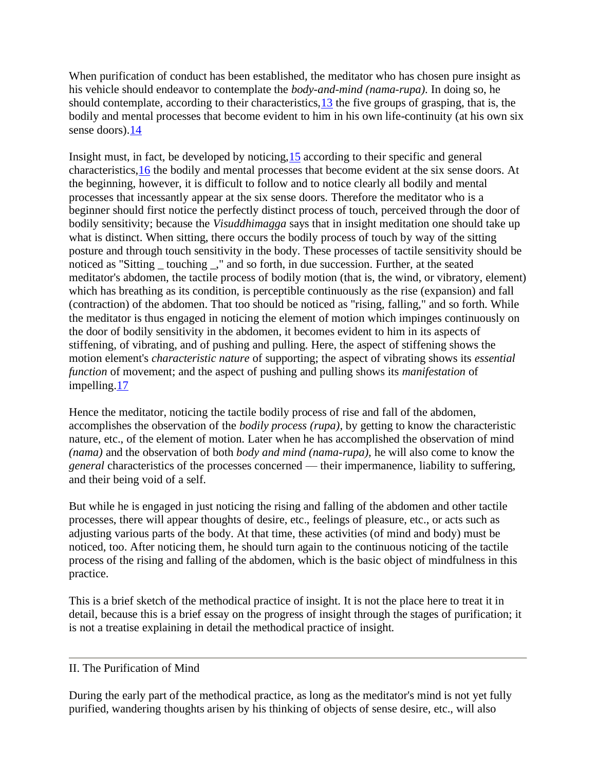When purification of conduct has been established, the meditator who has chosen pure insight as his vehicle should endeavor to contemplate the *body-and-mind (nama-rupa).* In doing so, he should contemplate, according to their characteristics,[13] the five groups of grasping, that is, the bodily and mental processes that become evident to him in his own life-continuity (at his own six sense doors).[14]

Insight must, in fact, be developed by noticing,[15] according to their specific and general characteristics,[16] the bodily and mental processes that become evident at the six sense doors. At the beginning, however, it is difficult to follow and to notice clearly all bodily and mental processes that incessantly appear at the six sense doors. Therefore the meditator who is a beginner should first notice the perfectly distinct process of touch, perceived through the door of bodily sensitivity; because the *Visuddhimagga* says that in insight meditation one should take up what is distinct. When sitting, there occurs the bodily process of touch by way of the sitting posture and through touch sensitivity in the body. These processes of tactile sensitivity should be noticed as "Sitting _ touching _," and so forth, in due succession. Further, at the seated meditator's abdomen, the tactile process of bodily motion (that is, the wind, or vibratory, element) which has breathing as its condition, is perceptible continuously as the rise (expansion) and fall (contraction) of the abdomen. That too should be noticed as "rising, falling," and so forth. While the meditator is thus engaged in noticing the element of motion which impinges continuously on the door of bodily sensitivity in the abdomen, it becomes evident to him in its aspects of stiffening, of vibrating, and of pushing and pulling. Here, the aspect of stiffening shows the motion element's *characteristic nature* of supporting; the aspect of vibrating shows its *essential function* of movement; and the aspect of pushing and pulling shows its *manifestation* of impelling.[17]

Hence the meditator, noticing the tactile bodily process of rise and fall of the abdomen, accomplishes the observation of the *bodily process (rupa),* by getting to know the characteristic nature, etc., of the element of motion. Later when he has accomplished the observation of mind *(nama)* and the observation of both *body and mind (nama-rupa),* he will also come to know the *general* characteristics of the processes concerned — their impermanence, liability to suffering, and their being void of a self.

But while he is engaged in just noticing the rising and falling of the abdomen and other tactile processes, there will appear thoughts of desire, etc., feelings of pleasure, etc., or acts such as adjusting various parts of the body. At that time, these activities (of mind and body) must be noticed, too. After noticing them, he should turn again to the continuous noticing of the tactile process of the rising and falling of the abdomen, which is the basic object of mindfulness in this practice.

This is a brief sketch of the methodical practice of insight. It is not the place here to treat it in detail, because this is a brief essay on the progress of insight through the stages of purification; it is not a treatise explaining in detail the methodical practice of insight.

---

## II. The Purification of Mind

During the early part of the methodical practice, as long as the meditator's mind is not yet fully purified, wandering thoughts arisen by his thinking of objects of sense desire, etc., will also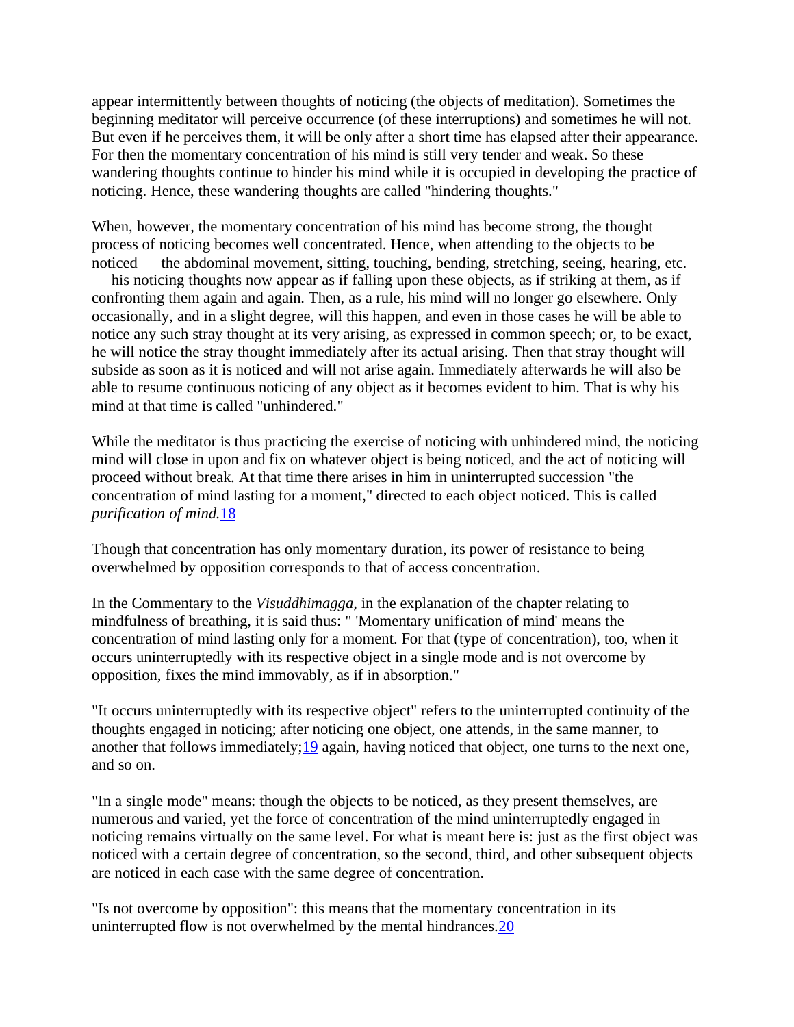appear intermittently between thoughts of noticing (the objects of meditation). Sometimes the beginning meditator will perceive occurrence (of these interruptions) and sometimes he will not. But even if he perceives them, it will be only after a short time has elapsed after their appearance. For then the momentary concentration of his mind is still very tender and weak. So these wandering thoughts continue to hinder his mind while it is occupied in developing the practice of noticing. Hence, these wandering thoughts are called "hindering thoughts."

When, however, the momentary concentration of his mind has become strong, the thought process of noticing becomes well concentrated. Hence, when attending to the objects to be noticed — the abdominal movement, sitting, touching, bending, stretching, seeing, hearing, etc. — his noticing thoughts now appear as if falling upon these objects, as if striking at them, as if confronting them again and again. Then, as a rule, his mind will no longer go elsewhere. Only occasionally, and in a slight degree, will this happen, and even in those cases he will be able to notice any such stray thought at its very arising, as expressed in common speech; or, to be exact, he will notice the stray thought immediately after its actual arising. Then that stray thought will subside as soon as it is noticed and will not arise again. Immediately afterwards he will also be able to resume continuous noticing of any object as it becomes evident to him. That is why his mind at that time is called "unhindered."

While the meditator is thus practicing the exercise of noticing with unhindered mind, the noticing mind will close in upon and fix on whatever object is being noticed, and the act of noticing will proceed without break. At that time there arises in him in uninterrupted succession "the concentration of mind lasting for a moment," directed to each object noticed. This is called *purification of mind.*[18]

Though that concentration has only momentary duration, its power of resistance to being overwhelmed by opposition corresponds to that of access concentration.

In the Commentary to the *Visuddhimagga*, in the explanation of the chapter relating to mindfulness of breathing, it is said thus: " 'Momentary unification of mind' means the concentration of mind lasting only for a moment. For that (type of concentration), too, when it occurs uninterruptedly with its respective object in a single mode and is not overcome by opposition, fixes the mind immovably, as if in absorption."

"It occurs uninterruptedly with its respective object" refers to the uninterrupted continuity of the thoughts engaged in noticing; after noticing one object, one attends, in the same manner, to another that follows immediately;[19] again, having noticed that object, one turns to the next one, and so on.

"In a single mode" means: though the objects to be noticed, as they present themselves, are numerous and varied, yet the force of concentration of the mind uninterruptedly engaged in noticing remains virtually on the same level. For what is meant here is: just as the first object was noticed with a certain degree of concentration, so the second, third, and other subsequent objects are noticed in each case with the same degree of concentration.

"Is not overcome by opposition": this means that the momentary concentration in its uninterrupted flow is not overwhelmed by the mental hindrances.[20]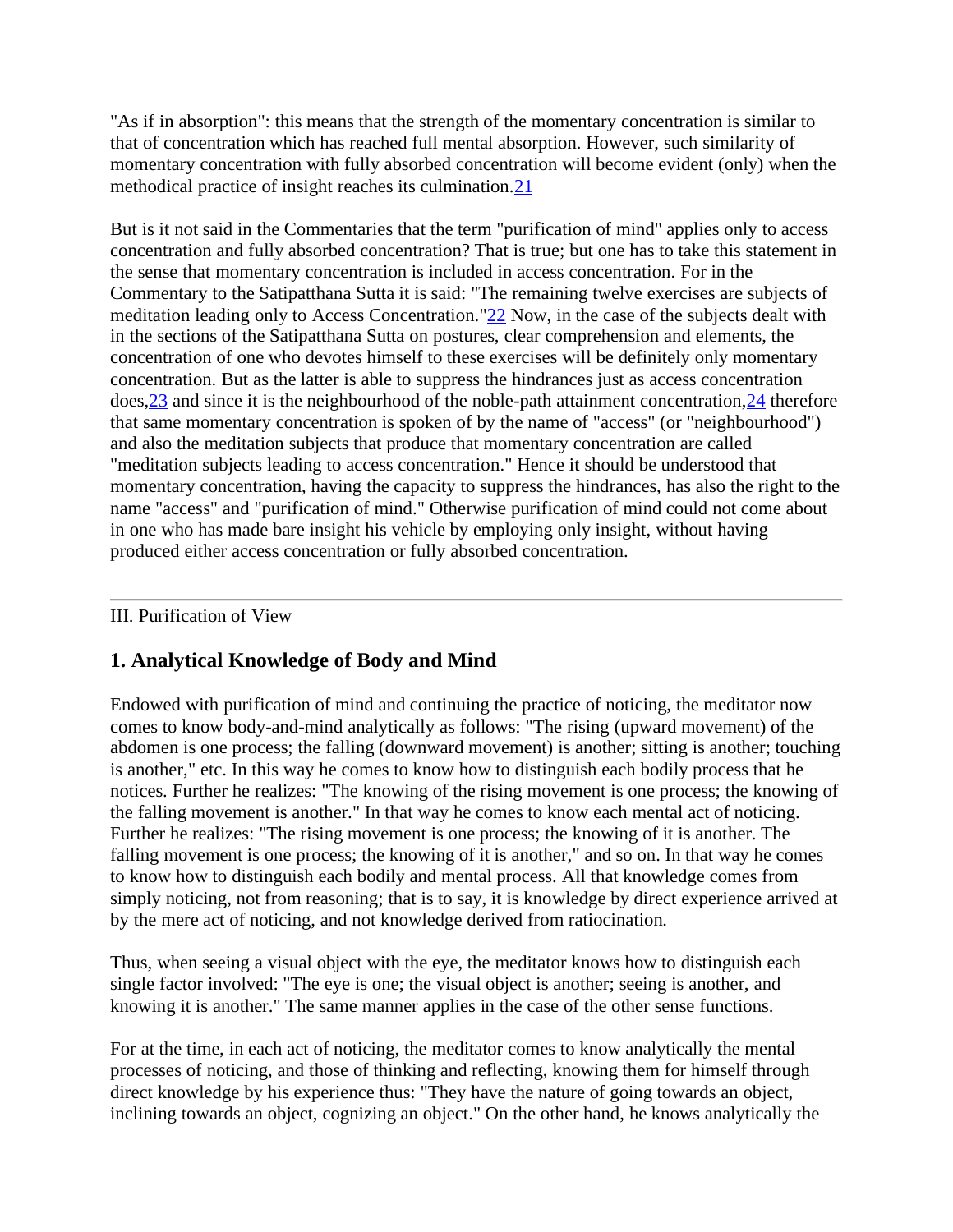"As if in absorption": this means that the strength of the momentary concentration is similar to that of concentration which has reached full mental absorption. However, such similarity of momentary concentration with fully absorbed concentration will become evident (only) when the methodical practice of insight reaches its culmination.[21]

But is it not said in the Commentaries that the term "purification of mind" applies only to access concentration and fully absorbed concentration? That is true; but one has to take this statement in the sense that momentary concentration is included in access concentration. For in the Commentary to the Satipatthana Sutta it is said: "The remaining twelve exercises are subjects of meditation leading only to Access Concentration."[22] Now, in the case of the subjects dealt with in the sections of the Satipatthana Sutta on postures, clear comprehension and elements, the concentration of one who devotes himself to these exercises will be definitely only momentary concentration. But as the latter is able to suppress the hindrances just as access concentration does,[23] and since it is the neighbourhood of the noble-path attainment concentration,[24] therefore that same momentary concentration is spoken of by the name of "access" (or "neighbourhood") and also the meditation subjects that produce that momentary concentration are called "meditation subjects leading to access concentration." Hence it should be understood that momentary concentration, having the capacity to suppress the hindrances, has also the right to the name "access" and "purification of mind." Otherwise purification of mind could not come about in one who has made bare insight his vehicle by employing only insight, without having produced either access concentration or fully absorbed concentration.

---

III. Purification of View

## 1. Analytical Knowledge of Body and Mind

Endowed with purification of mind and continuing the practice of noticing, the meditator now comes to know body-and-mind analytically as follows: "The rising (upward movement) of the abdomen is one process; the falling (downward movement) is another; sitting is another; touching is another," etc. In this way he comes to know how to distinguish each bodily process that he notices. Further he realizes: "The knowing of the rising movement is one process; the knowing of the falling movement is another." In that way he comes to know each mental act of noticing. Further he realizes: "The rising movement is one process; the knowing of it is another. The falling movement is one process; the knowing of it is another," and so on. In that way he comes to know how to distinguish each bodily and mental process. All that knowledge comes from simply noticing, not from reasoning; that is to say, it is knowledge by direct experience arrived at by the mere act of noticing, and not knowledge derived from ratiocination.

Thus, when seeing a visual object with the eye, the meditator knows how to distinguish each single factor involved: "The eye is one; the visual object is another; seeing is another, and knowing it is another." The same manner applies in the case of the other sense functions.

For at the time, in each act of noticing, the meditator comes to know analytically the mental processes of noticing, and those of thinking and reflecting, knowing them for himself through direct knowledge by his experience thus: "They have the nature of going towards an object, inclining towards an object, cognizing an object." On the other hand, he knows analytically the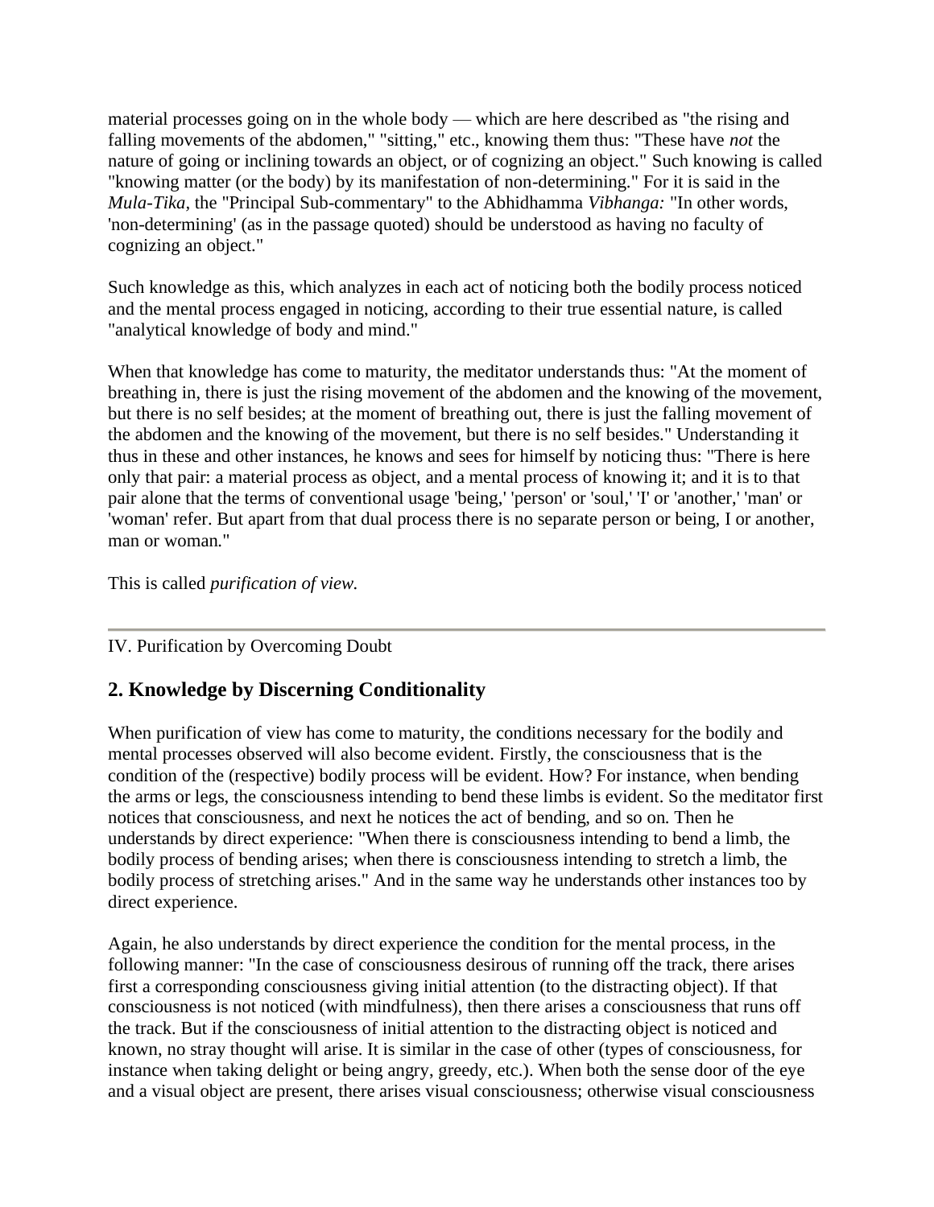material processes going on in the whole body — which are here described as "the rising and falling movements of the abdomen," "sitting," etc., knowing them thus: "These have *not* the nature of going or inclining towards an object, or of cognizing an object." Such knowing is called "knowing matter (or the body) by its manifestation of non-determining." For it is said in the *Mula-Tika*, the "Principal Sub-commentary" to the Abhidhamma *Vibhanga:* "In other words, 'non-determining' (as in the passage quoted) should be understood as having no faculty of cognizing an object."

Such knowledge as this, which analyzes in each act of noticing both the bodily process noticed and the mental process engaged in noticing, according to their true essential nature, is called "analytical knowledge of body and mind."

When that knowledge has come to maturity, the meditator understands thus: "At the moment of breathing in, there is just the rising movement of the abdomen and the knowing of the movement, but there is no self besides; at the moment of breathing out, there is just the falling movement of the abdomen and the knowing of the movement, but there is no self besides." Understanding it thus in these and other instances, he knows and sees for himself by noticing thus: "There is here only that pair: a material process as object, and a mental process of knowing it; and it is to that pair alone that the terms of conventional usage 'being,' 'person' or 'soul,' 'I' or 'another,' 'man' or 'woman' refer. But apart from that dual process there is no separate person or being, I or another, man or woman."

This is called *purification of view.*

---

IV. Purification by Overcoming Doubt

## 2. Knowledge by Discerning Conditionality

When purification of view has come to maturity, the conditions necessary for the bodily and mental processes observed will also become evident. Firstly, the consciousness that is the condition of the (respective) bodily process will be evident. How? For instance, when bending the arms or legs, the consciousness intending to bend these limbs is evident. So the meditator first notices that consciousness, and next he notices the act of bending, and so on. Then he understands by direct experience: "When there is consciousness intending to bend a limb, the bodily process of bending arises; when there is consciousness intending to stretch a limb, the bodily process of stretching arises." And in the same way he understands other instances too by direct experience.

Again, he also understands by direct experience the condition for the mental process, in the following manner: "In the case of consciousness desirous of running off the track, there arises first a corresponding consciousness giving initial attention (to the distracting object). If that consciousness is not noticed (with mindfulness), then there arises a consciousness that runs off the track. But if the consciousness of initial attention to the distracting object is noticed and known, no stray thought will arise. It is similar in the case of other (types of consciousness, for instance when taking delight or being angry, greedy, etc.). When both the sense door of the eye and a visual object are present, there arises visual consciousness; otherwise visual consciousness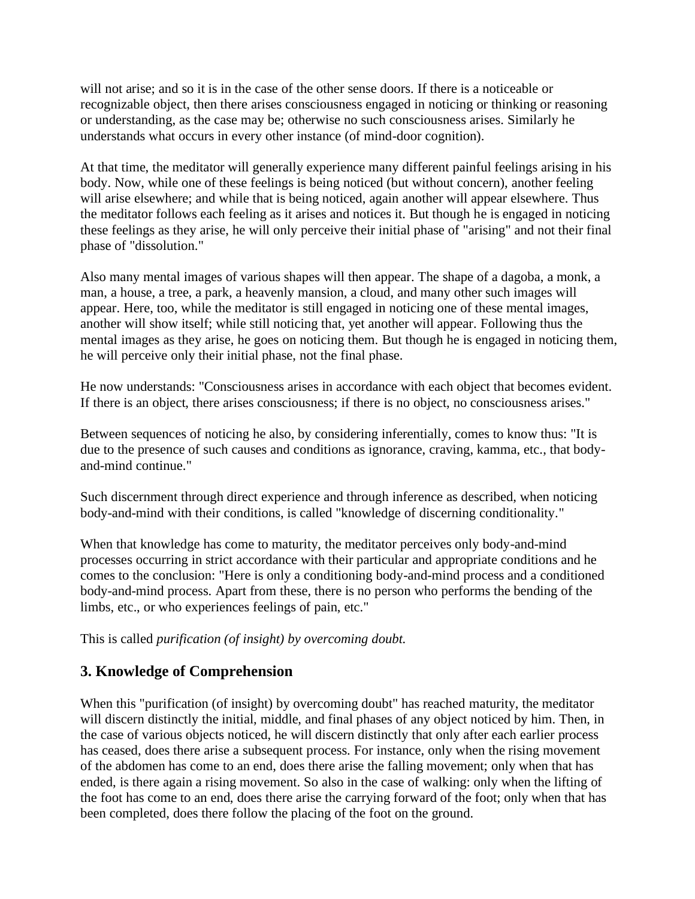will not arise; and so it is in the case of the other sense doors. If there is a noticeable or recognizable object, then there arises consciousness engaged in noticing or thinking or reasoning or understanding, as the case may be; otherwise no such consciousness arises. Similarly he understands what occurs in every other instance (of mind-door cognition).

At that time, the meditator will generally experience many different painful feelings arising in his body. Now, while one of these feelings is being noticed (but without concern), another feeling will arise elsewhere; and while that is being noticed, again another will appear elsewhere. Thus the meditator follows each feeling as it arises and notices it. But though he is engaged in noticing these feelings as they arise, he will only perceive their initial phase of "arising" and not their final phase of "dissolution."

Also many mental images of various shapes will then appear. The shape of a dagoba, a monk, a man, a house, a tree, a park, a heavenly mansion, a cloud, and many other such images will appear. Here, too, while the meditator is still engaged in noticing one of these mental images, another will show itself; while still noticing that, yet another will appear. Following thus the mental images as they arise, he goes on noticing them. But though he is engaged in noticing them, he will perceive only their initial phase, not the final phase.

He now understands: "Consciousness arises in accordance with each object that becomes evident. If there is an object, there arises consciousness; if there is no object, no consciousness arises."

Between sequences of noticing he also, by considering inferentially, comes to know thus: "It is due to the presence of such causes and conditions as ignorance, craving, kamma, etc., that body-and-mind continue."

Such discernment through direct experience and through inference as described, when noticing body-and-mind with their conditions, is called "knowledge of discerning conditionality."

When that knowledge has come to maturity, the meditator perceives only body-and-mind processes occurring in strict accordance with their particular and appropriate conditions and he comes to the conclusion: "Here is only a conditioning body-and-mind process and a conditioned body-and-mind process. Apart from these, there is no person who performs the bending of the limbs, etc., or who experiences feelings of pain, etc."

This is called *purification (of insight) by overcoming doubt.*

## 3. Knowledge of Comprehension

When this "purification (of insight) by overcoming doubt" has reached maturity, the meditator will discern distinctly the initial, middle, and final phases of any object noticed by him. Then, in the case of various objects noticed, he will discern distinctly that only after each earlier process has ceased, does there arise a subsequent process. For instance, only when the rising movement of the abdomen has come to an end, does there arise the falling movement; only when that has ended, is there again a rising movement. So also in the case of walking: only when the lifting of the foot has come to an end, does there arise the carrying forward of the foot; only when that has been completed, does there follow the placing of the foot on the ground.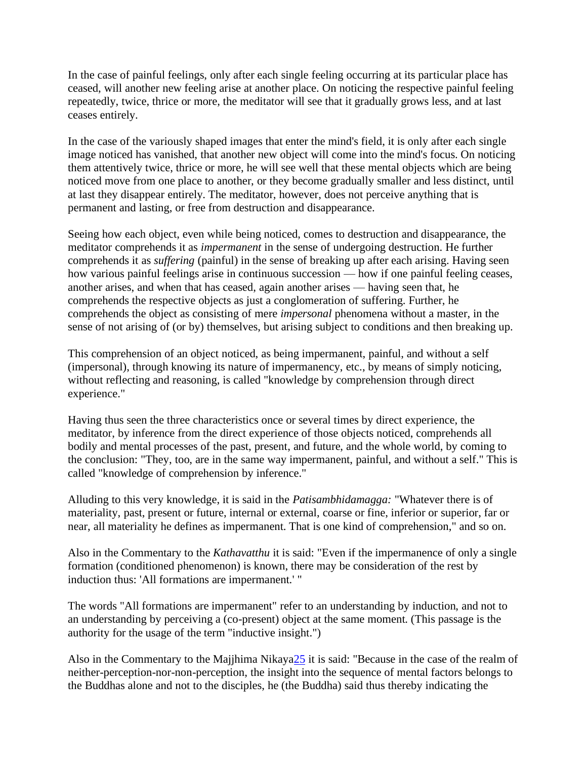In the case of painful feelings, only after each single feeling occurring at its particular place has ceased, will another new feeling arise at another place. On noticing the respective painful feeling repeatedly, twice, thrice or more, the meditator will see that it gradually grows less, and at last ceases entirely.

In the case of the variously shaped images that enter the mind's field, it is only after each single image noticed has vanished, that another new object will come into the mind's focus. On noticing them attentively twice, thrice or more, he will see well that these mental objects which are being noticed move from one place to another, or they become gradually smaller and less distinct, until at last they disappear entirely. The meditator, however, does not perceive anything that is permanent and lasting, or free from destruction and disappearance.

Seeing how each object, even while being noticed, comes to destruction and disappearance, the meditator comprehends it as *impermanent* in the sense of undergoing destruction. He further comprehends it as *suffering* (painful) in the sense of breaking up after each arising. Having seen how various painful feelings arise in continuous succession — how if one painful feeling ceases, another arises, and when that has ceased, again another arises — having seen that, he comprehends the respective objects as just a conglomeration of suffering. Further, he comprehends the object as consisting of mere *impersonal* phenomena without a master, in the sense of not arising of (or by) themselves, but arising subject to conditions and then breaking up.

This comprehension of an object noticed, as being impermanent, painful, and without a self (impersonal), through knowing its nature of impermanency, etc., by means of simply noticing, without reflecting and reasoning, is called "knowledge by comprehension through direct experience."

Having thus seen the three characteristics once or several times by direct experience, the meditator, by inference from the direct experience of those objects noticed, comprehends all bodily and mental processes of the past, present, and future, and the whole world, by coming to the conclusion: "They, too, are in the same way impermanent, painful, and without a self." This is called "knowledge of comprehension by inference."

Alluding to this very knowledge, it is said in the *Patisambhidamagga:* "Whatever there is of materiality, past, present or future, internal or external, coarse or fine, inferior or superior, far or near, all materiality he defines as impermanent. That is one kind of comprehension," and so on.

Also in the Commentary to the *Kathavatthu* it is said: "Even if the impermanence of only a single formation (conditioned phenomenon) is known, there may be consideration of the rest by induction thus: 'All formations are impermanent.' "

The words "All formations are impermanent" refer to an understanding by induction, and not to an understanding by perceiving a (co-present) object at the same moment. (This passage is the authority for the usage of the term "inductive insight.")

Also in the Commentary to the Majjhima Nikaya[25] it is said: "Because in the case of the realm of neither-perception-nor-non-perception, the insight into the sequence of mental factors belongs to the Buddhas alone and not to the disciples, he (the Buddha) said thus thereby indicating the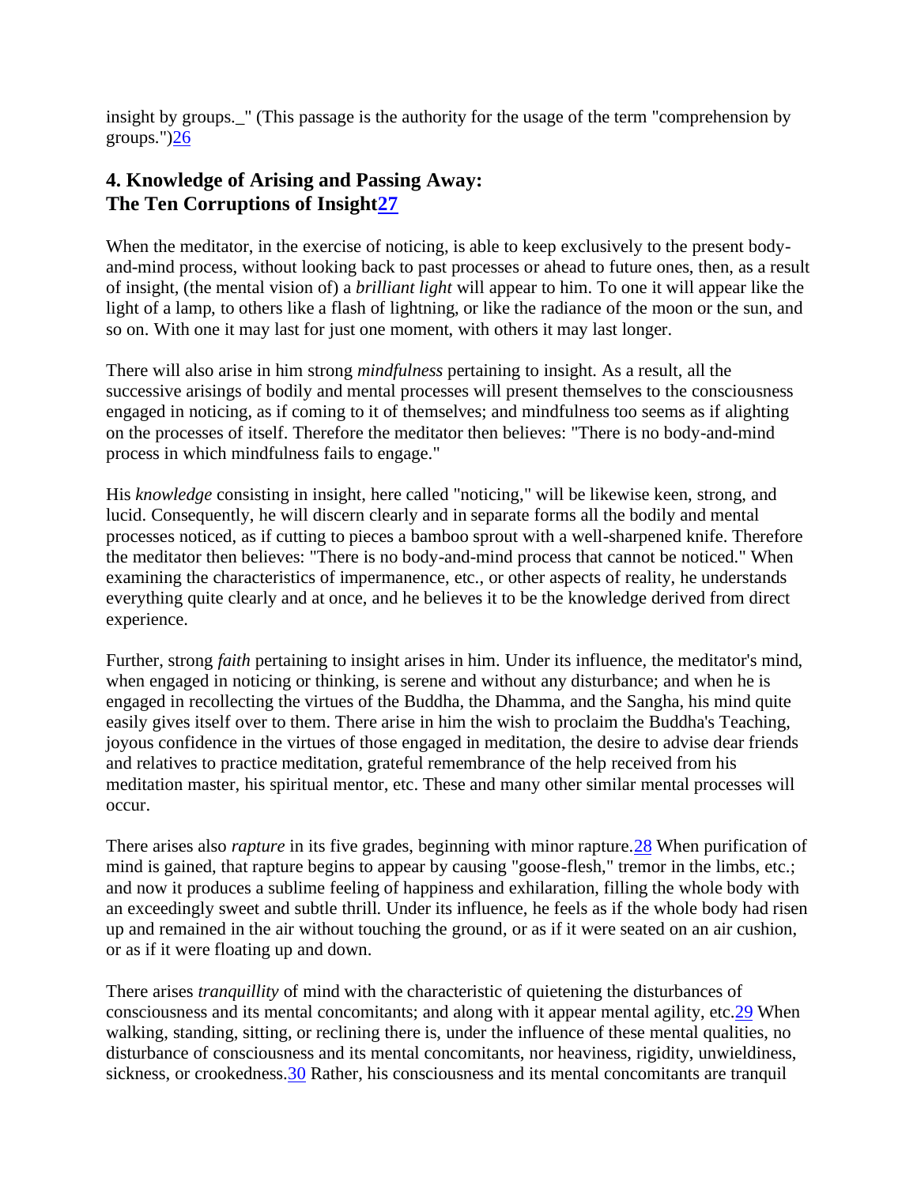insight by groups._" (This passage is the authority for the usage of the term "comprehension by groups.")[26]

## 4. Knowledge of Arising and Passing Away: The Ten Corruptions of Insight[27]

When the meditator, in the exercise of noticing, is able to keep exclusively to the present body-and-mind process, without looking back to past processes or ahead to future ones, then, as a result of insight, (the mental vision of) a *brilliant light* will appear to him. To one it will appear like the light of a lamp, to others like a flash of lightning, or like the radiance of the moon or the sun, and so on. With one it may last for just one moment, with others it may last longer.

There will also arise in him strong *mindfulness* pertaining to insight. As a result, all the successive arisings of bodily and mental processes will present themselves to the consciousness engaged in noticing, as if coming to it of themselves; and mindfulness too seems as if alighting on the processes of itself. Therefore the meditator then believes: "There is no body-and-mind process in which mindfulness fails to engage."

His *knowledge* consisting in insight, here called "noticing," will be likewise keen, strong, and lucid. Consequently, he will discern clearly and in separate forms all the bodily and mental processes noticed, as if cutting to pieces a bamboo sprout with a well-sharpened knife. Therefore the meditator then believes: "There is no body-and-mind process that cannot be noticed." When examining the characteristics of impermanence, etc., or other aspects of reality, he understands everything quite clearly and at once, and he believes it to be the knowledge derived from direct experience.

Further, strong *faith* pertaining to insight arises in him. Under its influence, the meditator's mind, when engaged in noticing or thinking, is serene and without any disturbance; and when he is engaged in recollecting the virtues of the Buddha, the Dhamma, and the Sangha, his mind quite easily gives itself over to them. There arise in him the wish to proclaim the Buddha's Teaching, joyous confidence in the virtues of those engaged in meditation, the desire to advise dear friends and relatives to practice meditation, grateful remembrance of the help received from his meditation master, his spiritual mentor, etc. These and many other similar mental processes will occur.

There arises also *rapture* in its five grades, beginning with minor rapture.[28] When purification of mind is gained, that rapture begins to appear by causing "goose-flesh," tremor in the limbs, etc.; and now it produces a sublime feeling of happiness and exhilaration, filling the whole body with an exceedingly sweet and subtle thrill. Under its influence, he feels as if the whole body had risen up and remained in the air without touching the ground, or as if it were seated on an air cushion, or as if it were floating up and down.

There arises *tranquillity* of mind with the characteristic of quietening the disturbances of consciousness and its mental concomitants; and along with it appear mental agility, etc.[29] When walking, standing, sitting, or reclining there is, under the influence of these mental qualities, no disturbance of consciousness and its mental concomitants, nor heaviness, rigidity, unwieldiness, sickness, or crookedness.[30] Rather, his consciousness and its mental concomitants are tranquil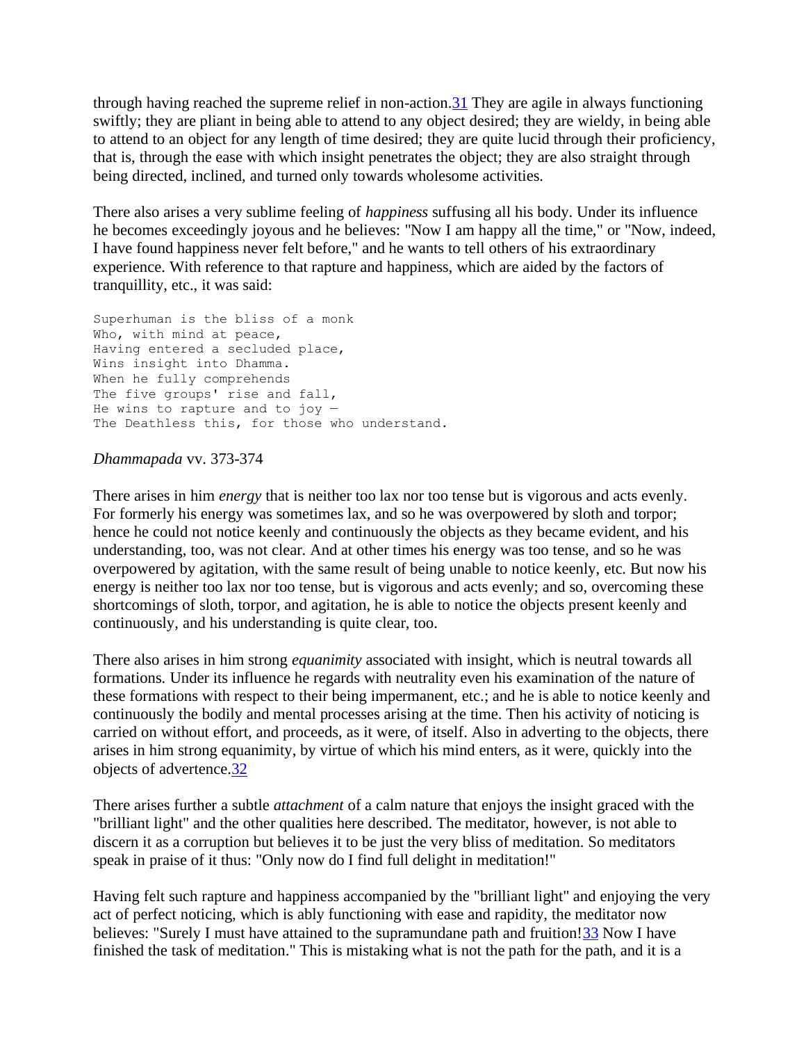through having reached the supreme relief in non-action.[31] They are agile in always functioning swiftly; they are pliant in being able to attend to any object desired; they are wieldy, in being able to attend to an object for any length of time desired; they are quite lucid through their proficiency, that is, through the ease with which insight penetrates the object; they are also straight through being directed, inclined, and turned only towards wholesome activities.

There also arises a very sublime feeling of *happiness* suffusing all his body. Under its influence he becomes exceedingly joyous and he believes: "Now I am happy all the time," or "Now, indeed, I have found happiness never felt before," and he wants to tell others of his extraordinary experience. With reference to that rapture and happiness, which are aided by the factors of tranquillity, etc., it was said:

```
Superhuman is the bliss of a monk
Who, with mind at peace,
Having entered a secluded place,
Wins insight into Dhamma.
When he fully comprehends
The five groups' rise and fall,
He wins to rapture and to joy —
The Deathless this, for those who understand.
```

*Dhammapada* vv. 373-374

There arises in him *energy* that is neither too lax nor too tense but is vigorous and acts evenly. For formerly his energy was sometimes lax, and so he was overpowered by sloth and torpor; hence he could not notice keenly and continuously the objects as they became evident, and his understanding, too, was not clear. And at other times his energy was too tense, and so he was overpowered by agitation, with the same result of being unable to notice keenly, etc. But now his energy is neither too lax nor too tense, but is vigorous and acts evenly; and so, overcoming these shortcomings of sloth, torpor, and agitation, he is able to notice the objects present keenly and continuously, and his understanding is quite clear, too.

There also arises in him strong *equanimity* associated with insight, which is neutral towards all formations. Under its influence he regards with neutrality even his examination of the nature of these formations with respect to their being impermanent, etc.; and he is able to notice keenly and continuously the bodily and mental processes arising at the time. Then his activity of noticing is carried on without effort, and proceeds, as it were, of itself. Also in adverting to the objects, there arises in him strong equanimity, by virtue of which his mind enters, as it were, quickly into the objects of advertence.[32]

There arises further a subtle *attachment* of a calm nature that enjoys the insight graced with the "brilliant light" and the other qualities here described. The meditator, however, is not able to discern it as a corruption but believes it to be just the very bliss of meditation. So meditators speak in praise of it thus: "Only now do I find full delight in meditation!"

Having felt such rapture and happiness accompanied by the "brilliant light" and enjoying the very act of perfect noticing, which is ably functioning with ease and rapidity, the meditator now believes: "Surely I must have attained to the supramundane path and fruition![33] Now I have finished the task of meditation." This is mistaking what is not the path for the path, and it is a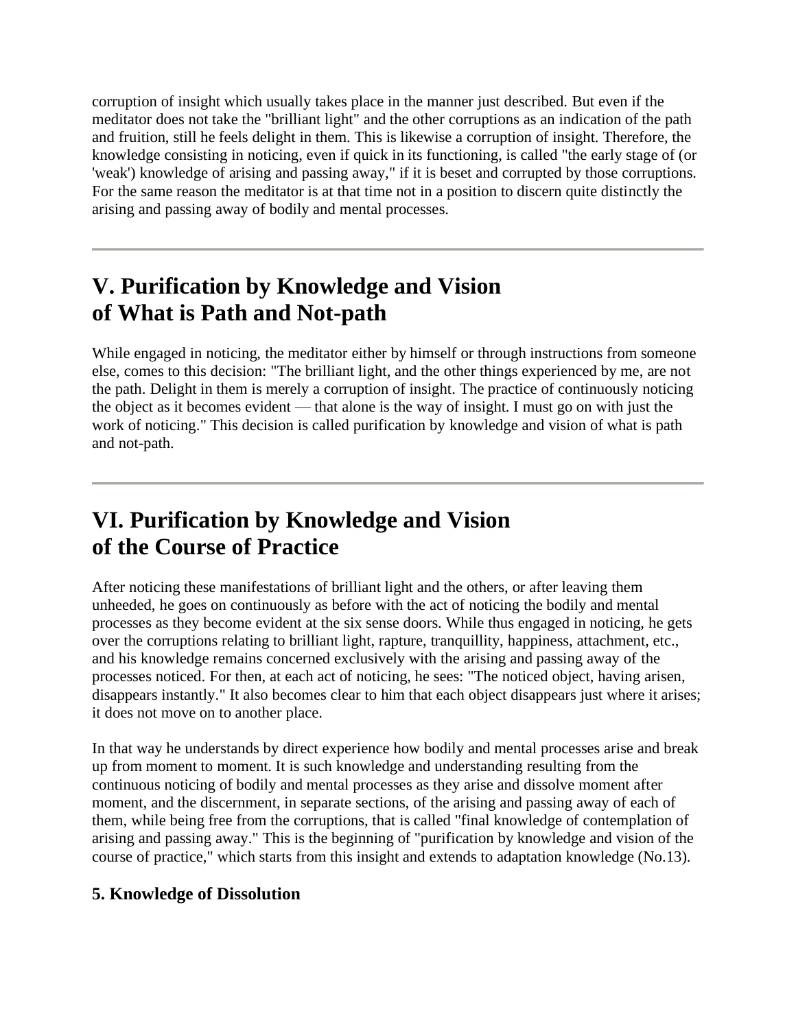corruption of insight which usually takes place in the manner just described. But even if the meditator does not take the "brilliant light" and the other corruptions as an indication of the path and fruition, still he feels delight in them. This is likewise a corruption of insight. Therefore, the knowledge consisting in noticing, even if quick in its functioning, is called "the early stage of (or 'weak') knowledge of arising and passing away," if it is beset and corrupted by those corruptions. For the same reason the meditator is at that time not in a position to discern quite distinctly the arising and passing away of bodily and mental processes.

---

## V. Purification by Knowledge and Vision of What is Path and Not-path

While engaged in noticing, the meditator either by himself or through instructions from someone else, comes to this decision: "The brilliant light, and the other things experienced by me, are not the path. Delight in them is merely a corruption of insight. The practice of continuously noticing the object as it becomes evident — that alone is the way of insight. I must go on with just the work of noticing." This decision is called purification by knowledge and vision of what is path and not-path.

---

## VI. Purification by Knowledge and Vision of the Course of Practice

After noticing these manifestations of brilliant light and the others, or after leaving them unheeded, he goes on continuously as before with the act of noticing the bodily and mental processes as they become evident at the six sense doors. While thus engaged in noticing, he gets over the corruptions relating to brilliant light, rapture, tranquillity, happiness, attachment, etc., and his knowledge remains concerned exclusively with the arising and passing away of the processes noticed. For then, at each act of noticing, he sees: "The noticed object, having arisen, disappears instantly." It also becomes clear to him that each object disappears just where it arises; it does not move on to another place.

In that way he understands by direct experience how bodily and mental processes arise and break up from moment to moment. It is such knowledge and understanding resulting from the continuous noticing of bodily and mental processes as they arise and dissolve moment after moment, and the discernment, in separate sections, of the arising and passing away of each of them, while being free from the corruptions, that is called "final knowledge of contemplation of arising and passing away." This is the beginning of "purification by knowledge and vision of the course of practice," which starts from this insight and extends to adaptation knowledge (No.13).

### 5. Knowledge of Dissolution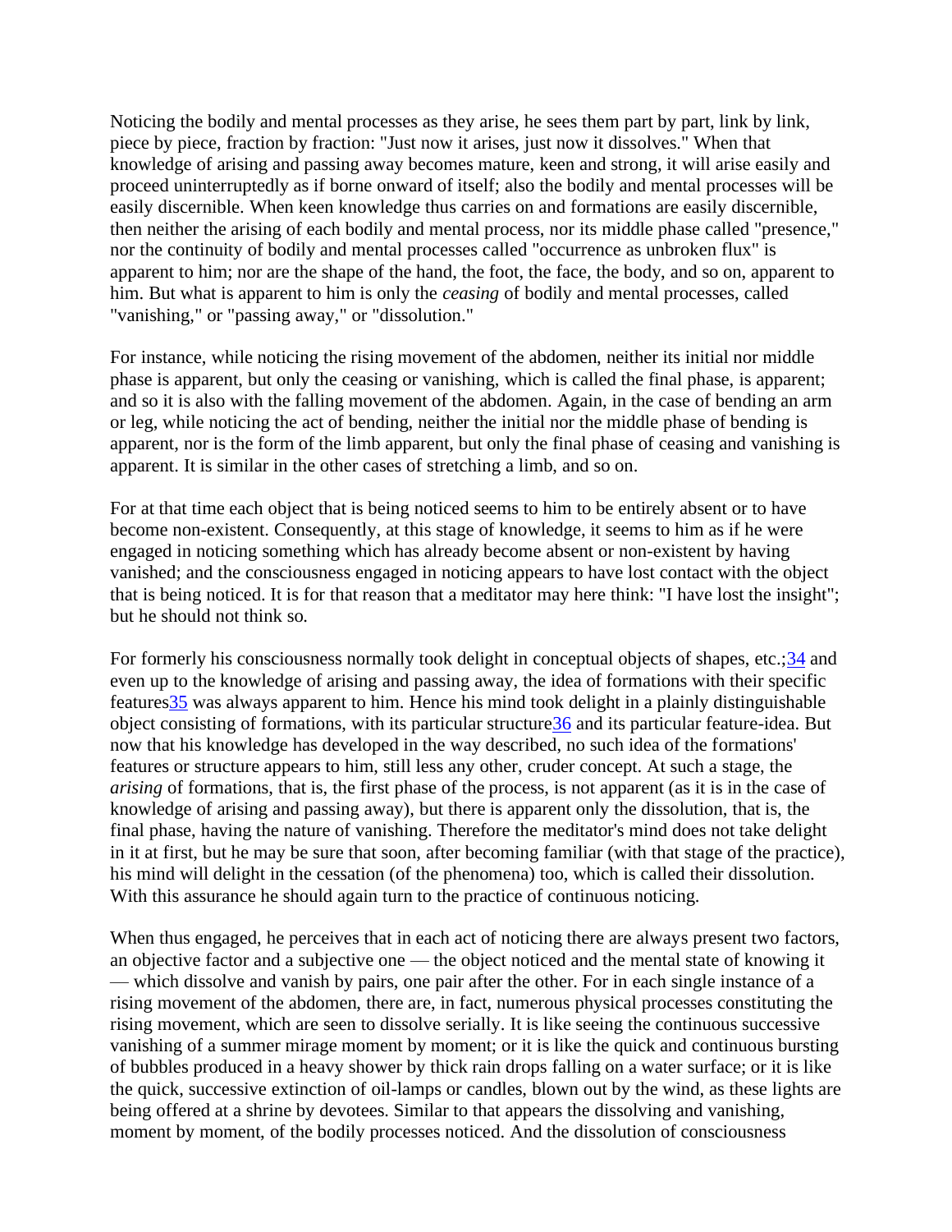Noticing the bodily and mental processes as they arise, he sees them part by part, link by link, piece by piece, fraction by fraction: "Just now it arises, just now it dissolves." When that knowledge of arising and passing away becomes mature, keen and strong, it will arise easily and proceed uninterruptedly as if borne onward of itself; also the bodily and mental processes will be easily discernible. When keen knowledge thus carries on and formations are easily discernible, then neither the arising of each bodily and mental process, nor its middle phase called "presence," nor the continuity of bodily and mental processes called "occurrence as unbroken flux" is apparent to him; nor are the shape of the hand, the foot, the face, the body, and so on, apparent to him. But what is apparent to him is only the *ceasing* of bodily and mental processes, called "vanishing," or "passing away," or "dissolution."

For instance, while noticing the rising movement of the abdomen, neither its initial nor middle phase is apparent, but only the ceasing or vanishing, which is called the final phase, is apparent; and so it is also with the falling movement of the abdomen. Again, in the case of bending an arm or leg, while noticing the act of bending, neither the initial nor the middle phase of bending is apparent, nor is the form of the limb apparent, but only the final phase of ceasing and vanishing is apparent. It is similar in the other cases of stretching a limb, and so on.

For at that time each object that is being noticed seems to him to be entirely absent or to have become non-existent. Consequently, at this stage of knowledge, it seems to him as if he were engaged in noticing something which has already become absent or non-existent by having vanished; and the consciousness engaged in noticing appears to have lost contact with the object that is being noticed. It is for that reason that a meditator may here think: "I have lost the insight"; but he should not think so.

For formerly his consciousness normally took delight in conceptual objects of shapes, etc.;[34] and even up to the knowledge of arising and passing away, the idea of formations with their specific features[35] was always apparent to him. Hence his mind took delight in a plainly distinguishable object consisting of formations, with its particular structure[36] and its particular feature-idea. But now that his knowledge has developed in the way described, no such idea of the formations' features or structure appears to him, still less any other, cruder concept. At such a stage, the *arising* of formations, that is, the first phase of the process, is not apparent (as it is in the case of knowledge of arising and passing away), but there is apparent only the dissolution, that is, the final phase, having the nature of vanishing. Therefore the meditator's mind does not take delight in it at first, but he may be sure that soon, after becoming familiar (with that stage of the practice), his mind will delight in the cessation (of the phenomena) too, which is called their dissolution. With this assurance he should again turn to the practice of continuous noticing.

When thus engaged, he perceives that in each act of noticing there are always present two factors, an objective factor and a subjective one — the object noticed and the mental state of knowing it — which dissolve and vanish by pairs, one pair after the other. For in each single instance of a rising movement of the abdomen, there are, in fact, numerous physical processes constituting the rising movement, which are seen to dissolve serially. It is like seeing the continuous successive vanishing of a summer mirage moment by moment; or it is like the quick and continuous bursting of bubbles produced in a heavy shower by thick rain drops falling on a water surface; or it is like the quick, successive extinction of oil-lamps or candles, blown out by the wind, as these lights are being offered at a shrine by devotees. Similar to that appears the dissolving and vanishing, moment by moment, of the bodily processes noticed. And the dissolution of consciousness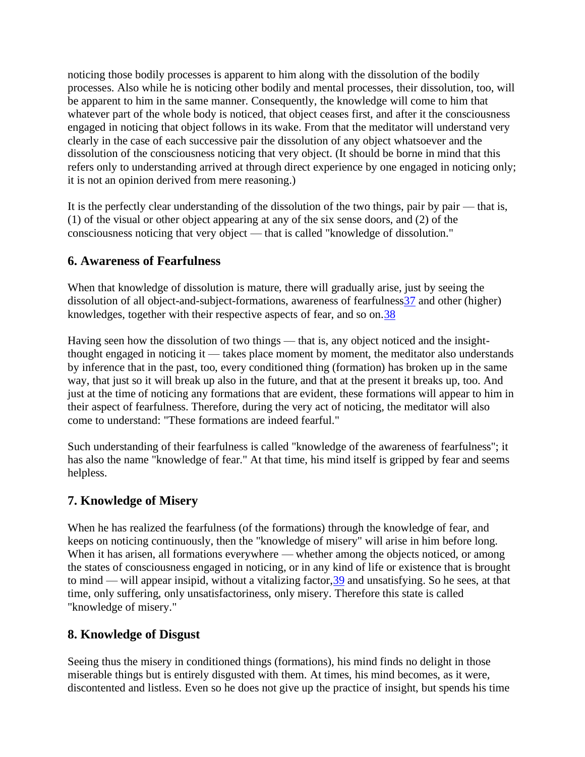noticing those bodily processes is apparent to him along with the dissolution of the bodily processes. Also while he is noticing other bodily and mental processes, their dissolution, too, will be apparent to him in the same manner. Consequently, the knowledge will come to him that whatever part of the whole body is noticed, that object ceases first, and after it the consciousness engaged in noticing that object follows in its wake. From that the meditator will understand very clearly in the case of each successive pair the dissolution of any object whatsoever and the dissolution of the consciousness noticing that very object. (It should be borne in mind that this refers only to understanding arrived at through direct experience by one engaged in noticing only; it is not an opinion derived from mere reasoning.)

It is the perfectly clear understanding of the dissolution of the two things, pair by pair — that is, (1) of the visual or other object appearing at any of the six sense doors, and (2) of the consciousness noticing that very object — that is called "knowledge of dissolution."

## 6. Awareness of Fearfulness

When that knowledge of dissolution is mature, there will gradually arise, just by seeing the dissolution of all object-and-subject-formations, awareness of fearfulness[37] and other (higher) knowledges, together with their respective aspects of fear, and so on.[38]

Having seen how the dissolution of two things — that is, any object noticed and the insight-thought engaged in noticing it — takes place moment by moment, the meditator also understands by inference that in the past, too, every conditioned thing (formation) has broken up in the same way, that just so it will break up also in the future, and that at the present it breaks up, too. And just at the time of noticing any formations that are evident, these formations will appear to him in their aspect of fearfulness. Therefore, during the very act of noticing, the meditator will also come to understand: "These formations are indeed fearful."

Such understanding of their fearfulness is called "knowledge of the awareness of fearfulness"; it has also the name "knowledge of fear." At that time, his mind itself is gripped by fear and seems helpless.

## 7. Knowledge of Misery

When he has realized the fearfulness (of the formations) through the knowledge of fear, and keeps on noticing continuously, then the "knowledge of misery" will arise in him before long. When it has arisen, all formations everywhere — whether among the objects noticed, or among the states of consciousness engaged in noticing, or in any kind of life or existence that is brought to mind — will appear insipid, without a vitalizing factor,[39] and unsatisfying. So he sees, at that time, only suffering, only unsatisfactoriness, only misery. Therefore this state is called "knowledge of misery."

## 8. Knowledge of Disgust

Seeing thus the misery in conditioned things (formations), his mind finds no delight in those miserable things but is entirely disgusted with them. At times, his mind becomes, as it were, discontented and listless. Even so he does not give up the practice of insight, but spends his time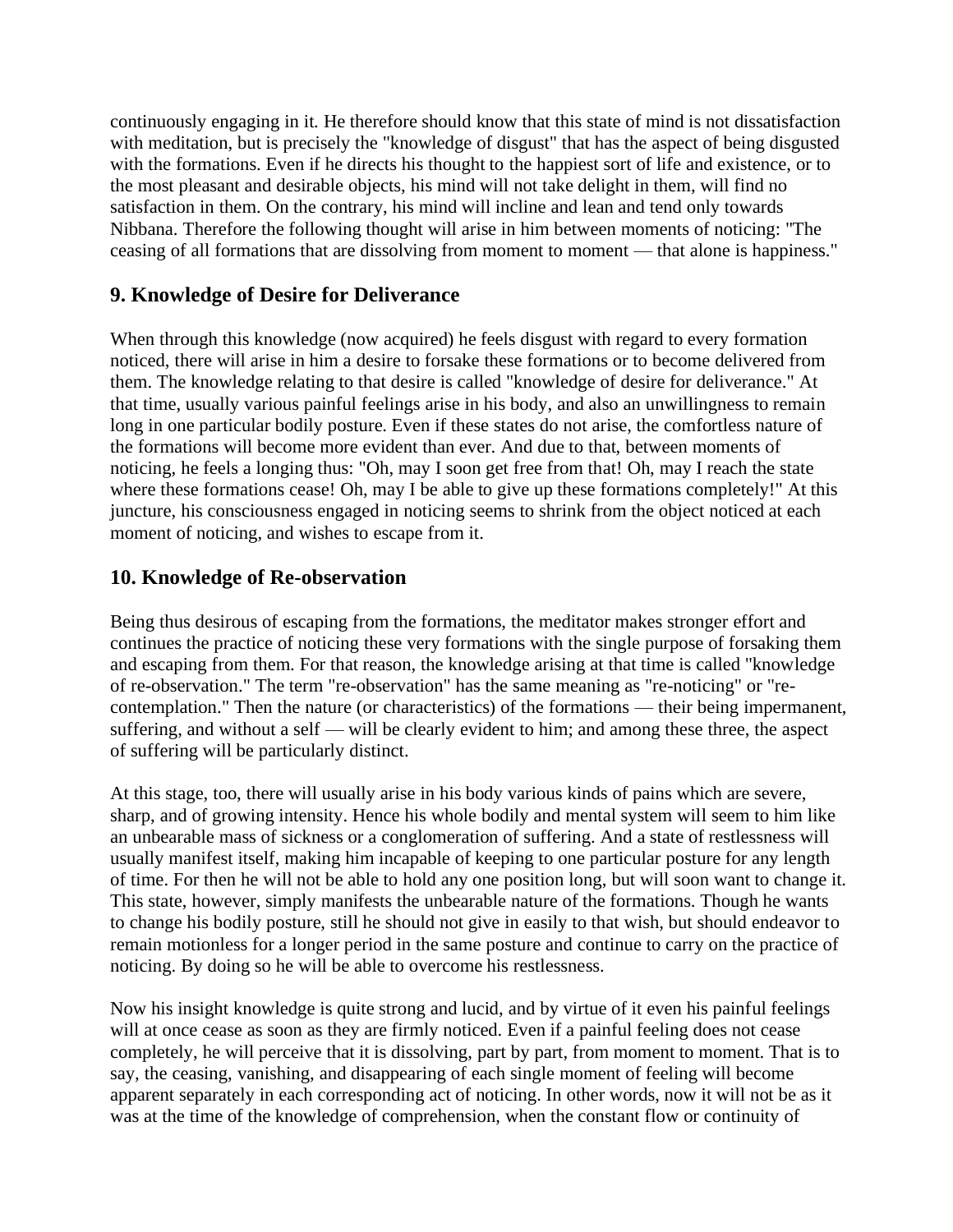continuously engaging in it. He therefore should know that this state of mind is not dissatisfaction with meditation, but is precisely the "knowledge of disgust" that has the aspect of being disgusted with the formations. Even if he directs his thought to the happiest sort of life and existence, or to the most pleasant and desirable objects, his mind will not take delight in them, will find no satisfaction in them. On the contrary, his mind will incline and lean and tend only towards Nibbana. Therefore the following thought will arise in him between moments of noticing: "The ceasing of all formations that are dissolving from moment to moment — that alone is happiness."

## 9. Knowledge of Desire for Deliverance

When through this knowledge (now acquired) he feels disgust with regard to every formation noticed, there will arise in him a desire to forsake these formations or to become delivered from them. The knowledge relating to that desire is called "knowledge of desire for deliverance." At that time, usually various painful feelings arise in his body, and also an unwillingness to remain long in one particular bodily posture. Even if these states do not arise, the comfortless nature of the formations will become more evident than ever. And due to that, between moments of noticing, he feels a longing thus: "Oh, may I soon get free from that! Oh, may I reach the state where these formations cease! Oh, may I be able to give up these formations completely!" At this juncture, his consciousness engaged in noticing seems to shrink from the object noticed at each moment of noticing, and wishes to escape from it.

## 10. Knowledge of Re-observation

Being thus desirous of escaping from the formations, the meditator makes stronger effort and continues the practice of noticing these very formations with the single purpose of forsaking them and escaping from them. For that reason, the knowledge arising at that time is called "knowledge of re-observation." The term "re-observation" has the same meaning as "re-noticing" or "re-contemplation." Then the nature (or characteristics) of the formations — their being impermanent, suffering, and without a self — will be clearly evident to him; and among these three, the aspect of suffering will be particularly distinct.

At this stage, too, there will usually arise in his body various kinds of pains which are severe, sharp, and of growing intensity. Hence his whole bodily and mental system will seem to him like an unbearable mass of sickness or a conglomeration of suffering. And a state of restlessness will usually manifest itself, making him incapable of keeping to one particular posture for any length of time. For then he will not be able to hold any one position long, but will soon want to change it. This state, however, simply manifests the unbearable nature of the formations. Though he wants to change his bodily posture, still he should not give in easily to that wish, but should endeavor to remain motionless for a longer period in the same posture and continue to carry on the practice of noticing. By doing so he will be able to overcome his restlessness.

Now his insight knowledge is quite strong and lucid, and by virtue of it even his painful feelings will at once cease as soon as they are firmly noticed. Even if a painful feeling does not cease completely, he will perceive that it is dissolving, part by part, from moment to moment. That is to say, the ceasing, vanishing, and disappearing of each single moment of feeling will become apparent separately in each corresponding act of noticing. In other words, now it will not be as it was at the time of the knowledge of comprehension, when the constant flow or continuity of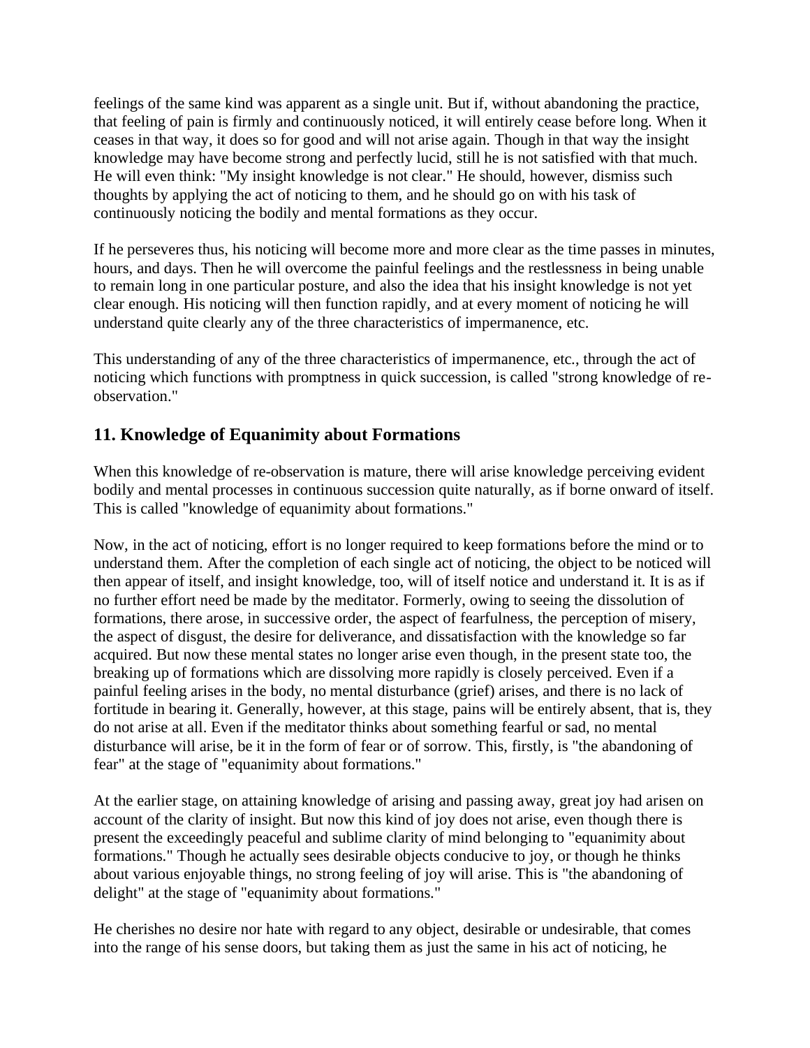feelings of the same kind was apparent as a single unit. But if, without abandoning the practice, that feeling of pain is firmly and continuously noticed, it will entirely cease before long. When it ceases in that way, it does so for good and will not arise again. Though in that way the insight knowledge may have become strong and perfectly lucid, still he is not satisfied with that much. He will even think: "My insight knowledge is not clear." He should, however, dismiss such thoughts by applying the act of noticing to them, and he should go on with his task of continuously noticing the bodily and mental formations as they occur.

If he perseveres thus, his noticing will become more and more clear as the time passes in minutes, hours, and days. Then he will overcome the painful feelings and the restlessness in being unable to remain long in one particular posture, and also the idea that his insight knowledge is not yet clear enough. His noticing will then function rapidly, and at every moment of noticing he will understand quite clearly any of the three characteristics of impermanence, etc.

This understanding of any of the three characteristics of impermanence, etc., through the act of noticing which functions with promptness in quick succession, is called "strong knowledge of re-observation."

## 11. Knowledge of Equanimity about Formations

When this knowledge of re-observation is mature, there will arise knowledge perceiving evident bodily and mental processes in continuous succession quite naturally, as if borne onward of itself. This is called "knowledge of equanimity about formations."

Now, in the act of noticing, effort is no longer required to keep formations before the mind or to understand them. After the completion of each single act of noticing, the object to be noticed will then appear of itself, and insight knowledge, too, will of itself notice and understand it. It is as if no further effort need be made by the meditator. Formerly, owing to seeing the dissolution of formations, there arose, in successive order, the aspect of fearfulness, the perception of misery, the aspect of disgust, the desire for deliverance, and dissatisfaction with the knowledge so far acquired. But now these mental states no longer arise even though, in the present state too, the breaking up of formations which are dissolving more rapidly is closely perceived. Even if a painful feeling arises in the body, no mental disturbance (grief) arises, and there is no lack of fortitude in bearing it. Generally, however, at this stage, pains will be entirely absent, that is, they do not arise at all. Even if the meditator thinks about something fearful or sad, no mental disturbance will arise, be it in the form of fear or of sorrow. This, firstly, is "the abandoning of fear" at the stage of "equanimity about formations."

At the earlier stage, on attaining knowledge of arising and passing away, great joy had arisen on account of the clarity of insight. But now this kind of joy does not arise, even though there is present the exceedingly peaceful and sublime clarity of mind belonging to "equanimity about formations." Though he actually sees desirable objects conducive to joy, or though he thinks about various enjoyable things, no strong feeling of joy will arise. This is "the abandoning of delight" at the stage of "equanimity about formations."

He cherishes no desire nor hate with regard to any object, desirable or undesirable, that comes into the range of his sense doors, but taking them as just the same in his act of noticing, he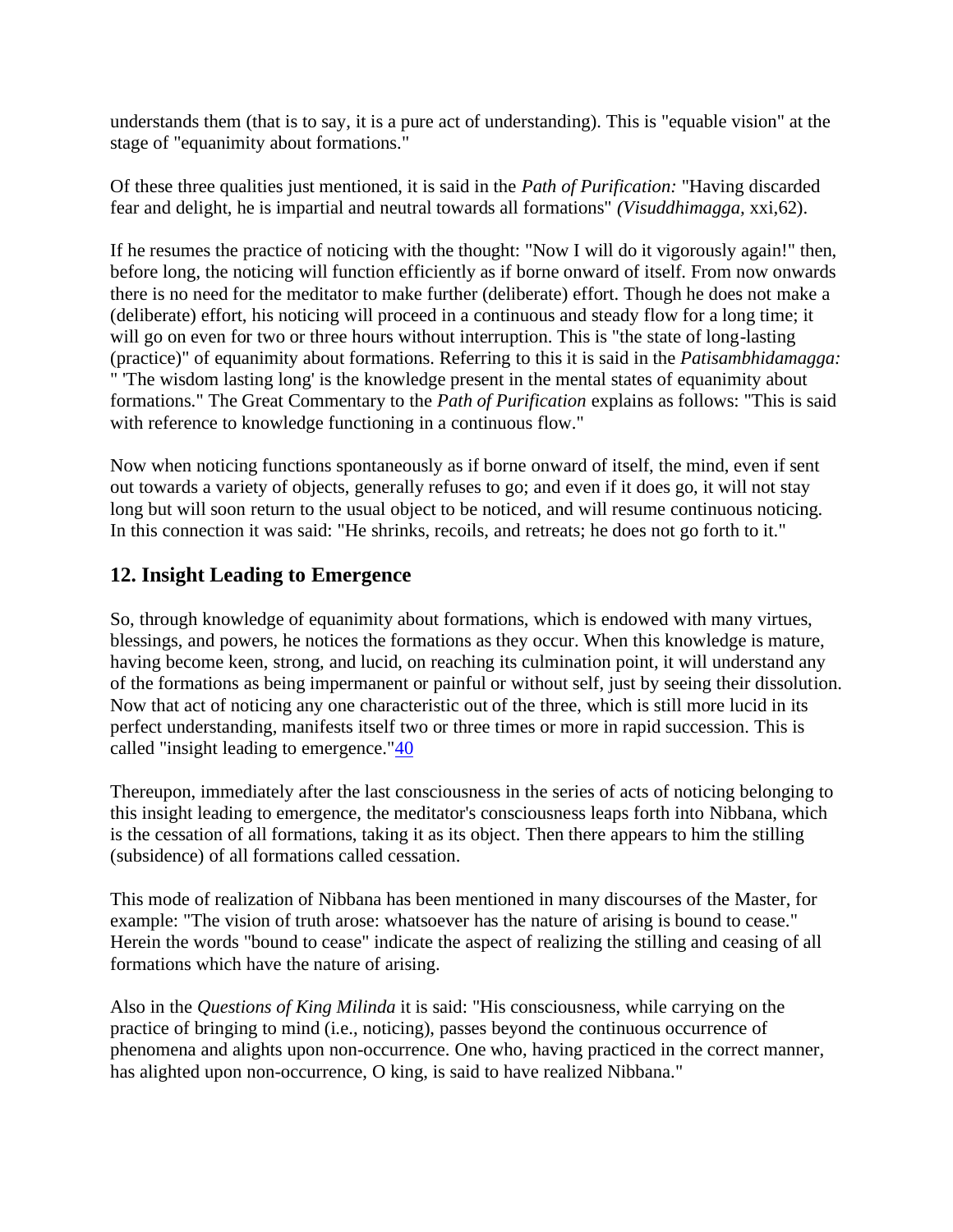understands them (that is to say, it is a pure act of understanding). This is "equable vision" at the stage of "equanimity about formations."

Of these three qualities just mentioned, it is said in the *Path of Purification:* "Having discarded fear and delight, he is impartial and neutral towards all formations" *(Visuddhimagga,* xxi,62).

If he resumes the practice of noticing with the thought: "Now I will do it vigorously again!" then, before long, the noticing will function efficiently as if borne onward of itself. From now onwards there is no need for the meditator to make further (deliberate) effort. Though he does not make a (deliberate) effort, his noticing will proceed in a continuous and steady flow for a long time; it will go on even for two or three hours without interruption. This is "the state of long-lasting (practice)" of equanimity about formations. Referring to this it is said in the *Patisambhidamagga:* " 'The wisdom lasting long' is the knowledge present in the mental states of equanimity about formations." The Great Commentary to the *Path of Purification* explains as follows: "This is said with reference to knowledge functioning in a continuous flow."

Now when noticing functions spontaneously as if borne onward of itself, the mind, even if sent out towards a variety of objects, generally refuses to go; and even if it does go, it will not stay long but will soon return to the usual object to be noticed, and will resume continuous noticing. In this connection it was said: "He shrinks, recoils, and retreats; he does not go forth to it."

## 12. Insight Leading to Emergence

So, through knowledge of equanimity about formations, which is endowed with many virtues, blessings, and powers, he notices the formations as they occur. When this knowledge is mature, having become keen, strong, and lucid, on reaching its culmination point, it will understand any of the formations as being impermanent or painful or without self, just by seeing their dissolution. Now that act of noticing any one characteristic out of the three, which is still more lucid in its perfect understanding, manifests itself two or three times or more in rapid succession. This is called "insight leading to emergence."[40]

Thereupon, immediately after the last consciousness in the series of acts of noticing belonging to this insight leading to emergence, the meditator's consciousness leaps forth into Nibbana, which is the cessation of all formations, taking it as its object. Then there appears to him the stilling (subsidence) of all formations called cessation.

This mode of realization of Nibbana has been mentioned in many discourses of the Master, for example: "The vision of truth arose: whatsoever has the nature of arising is bound to cease." Herein the words "bound to cease" indicate the aspect of realizing the stilling and ceasing of all formations which have the nature of arising.

Also in the *Questions of King Milinda* it is said: "His consciousness, while carrying on the practice of bringing to mind (i.e., noticing), passes beyond the continuous occurrence of phenomena and alights upon non-occurrence. One who, having practiced in the correct manner, has alighted upon non-occurrence, O king, is said to have realized Nibbana."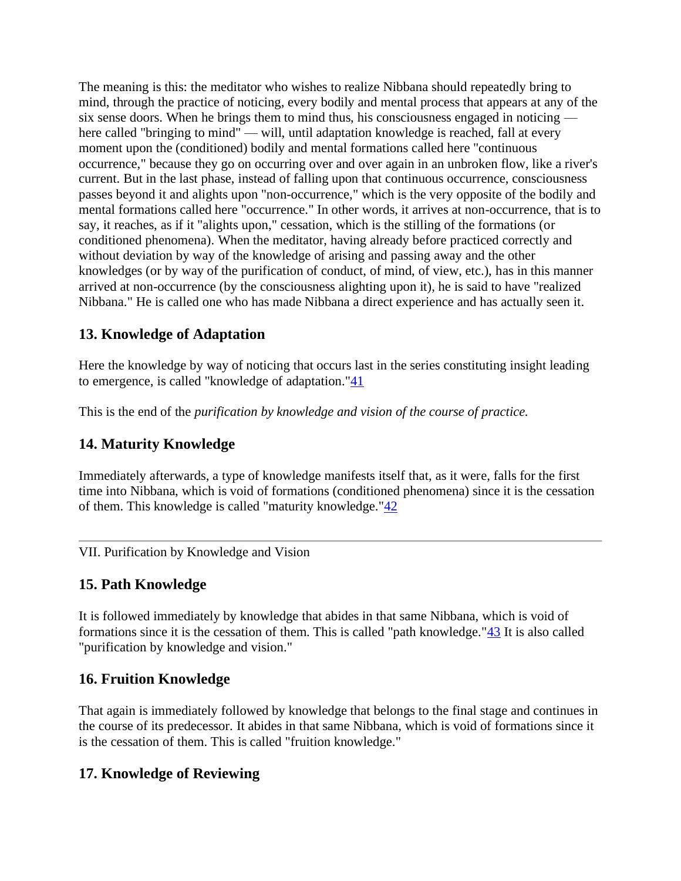The meaning is this: the meditator who wishes to realize Nibbana should repeatedly bring to mind, through the practice of noticing, every bodily and mental process that appears at any of the six sense doors. When he brings them to mind thus, his consciousness engaged in noticing — here called "bringing to mind" — will, until adaptation knowledge is reached, fall at every moment upon the (conditioned) bodily and mental formations called here "continuous occurrence," because they go on occurring over and over again in an unbroken flow, like a river's current. But in the last phase, instead of falling upon that continuous occurrence, consciousness passes beyond it and alights upon "non-occurrence," which is the very opposite of the bodily and mental formations called here "occurrence." In other words, it arrives at non-occurrence, that is to say, it reaches, as if it "alights upon," cessation, which is the stilling of the formations (or conditioned phenomena). When the meditator, having already before practiced correctly and without deviation by way of the knowledge of arising and passing away and the other knowledges (or by way of the purification of conduct, of mind, of view, etc.), has in this manner arrived at non-occurrence (by the consciousness alighting upon it), he is said to have "realized Nibbana." He is called one who has made Nibbana a direct experience and has actually seen it.

## 13. Knowledge of Adaptation

Here the knowledge by way of noticing that occurs last in the series constituting insight leading to emergence, is called "knowledge of adaptation."[41]

This is the end of the *purification by knowledge and vision of the course of practice.*

## 14. Maturity Knowledge

Immediately afterwards, a type of knowledge manifests itself that, as it were, falls for the first time into Nibbana, which is void of formations (conditioned phenomena) since it is the cessation of them. This knowledge is called "maturity knowledge."[42]

---

VII. Purification by Knowledge and Vision

## 15. Path Knowledge

It is followed immediately by knowledge that abides in that same Nibbana, which is void of formations since it is the cessation of them. This is called "path knowledge."[43] It is also called "purification by knowledge and vision."

## 16. Fruition Knowledge

That again is immediately followed by knowledge that belongs to the final stage and continues in the course of its predecessor. It abides in that same Nibbana, which is void of formations since it is the cessation of them. This is called "fruition knowledge."

## 17. Knowledge of Reviewing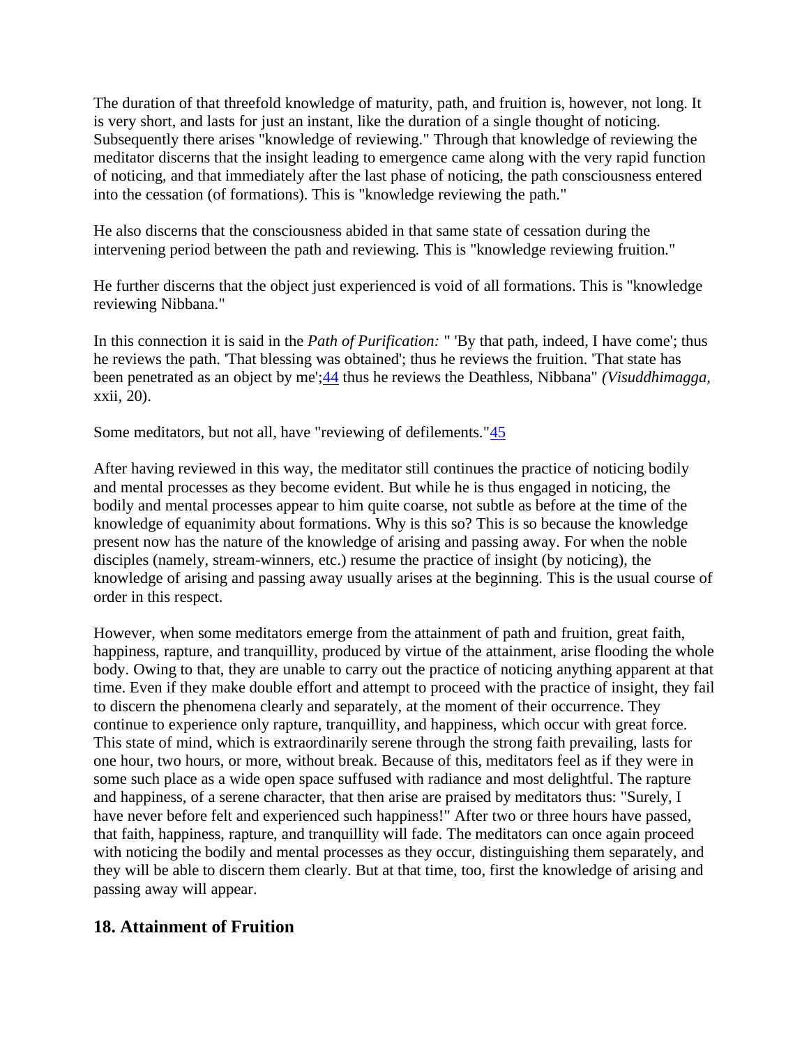The duration of that threefold knowledge of maturity, path, and fruition is, however, not long. It is very short, and lasts for just an instant, like the duration of a single thought of noticing. Subsequently there arises "knowledge of reviewing." Through that knowledge of reviewing the meditator discerns that the insight leading to emergence came along with the very rapid function of noticing, and that immediately after the last phase of noticing, the path consciousness entered into the cessation (of formations). This is "knowledge reviewing the path."

He also discerns that the consciousness abided in that same state of cessation during the intervening period between the path and reviewing. This is "knowledge reviewing fruition."

He further discerns that the object just experienced is void of all formations. This is "knowledge reviewing Nibbana."

In this connection it is said in the *Path of Purification:* " 'By that path, indeed, I have come'; thus he reviews the path. 'That blessing was obtained'; thus he reviews the fruition. 'That state has been penetrated as an object by me';[44] thus he reviews the Deathless, Nibbana" *(Visuddhimagga,* xxii, 20).

Some meditators, but not all, have "reviewing of defilements."[45]

After having reviewed in this way, the meditator still continues the practice of noticing bodily and mental processes as they become evident. But while he is thus engaged in noticing, the bodily and mental processes appear to him quite coarse, not subtle as before at the time of the knowledge of equanimity about formations. Why is this so? This is so because the knowledge present now has the nature of the knowledge of arising and passing away. For when the noble disciples (namely, stream-winners, etc.) resume the practice of insight (by noticing), the knowledge of arising and passing away usually arises at the beginning. This is the usual course of order in this respect.

However, when some meditators emerge from the attainment of path and fruition, great faith, happiness, rapture, and tranquillity, produced by virtue of the attainment, arise flooding the whole body. Owing to that, they are unable to carry out the practice of noticing anything apparent at that time. Even if they make double effort and attempt to proceed with the practice of insight, they fail to discern the phenomena clearly and separately, at the moment of their occurrence. They continue to experience only rapture, tranquillity, and happiness, which occur with great force. This state of mind, which is extraordinarily serene through the strong faith prevailing, lasts for one hour, two hours, or more, without break. Because of this, meditators feel as if they were in some such place as a wide open space suffused with radiance and most delightful. The rapture and happiness, of a serene character, that then arise are praised by meditators thus: "Surely, I have never before felt and experienced such happiness!" After two or three hours have passed, that faith, happiness, rapture, and tranquillity will fade. The meditators can once again proceed with noticing the bodily and mental processes as they occur, distinguishing them separately, and they will be able to discern them clearly. But at that time, too, first the knowledge of arising and passing away will appear.

## 18. Attainment of Fruition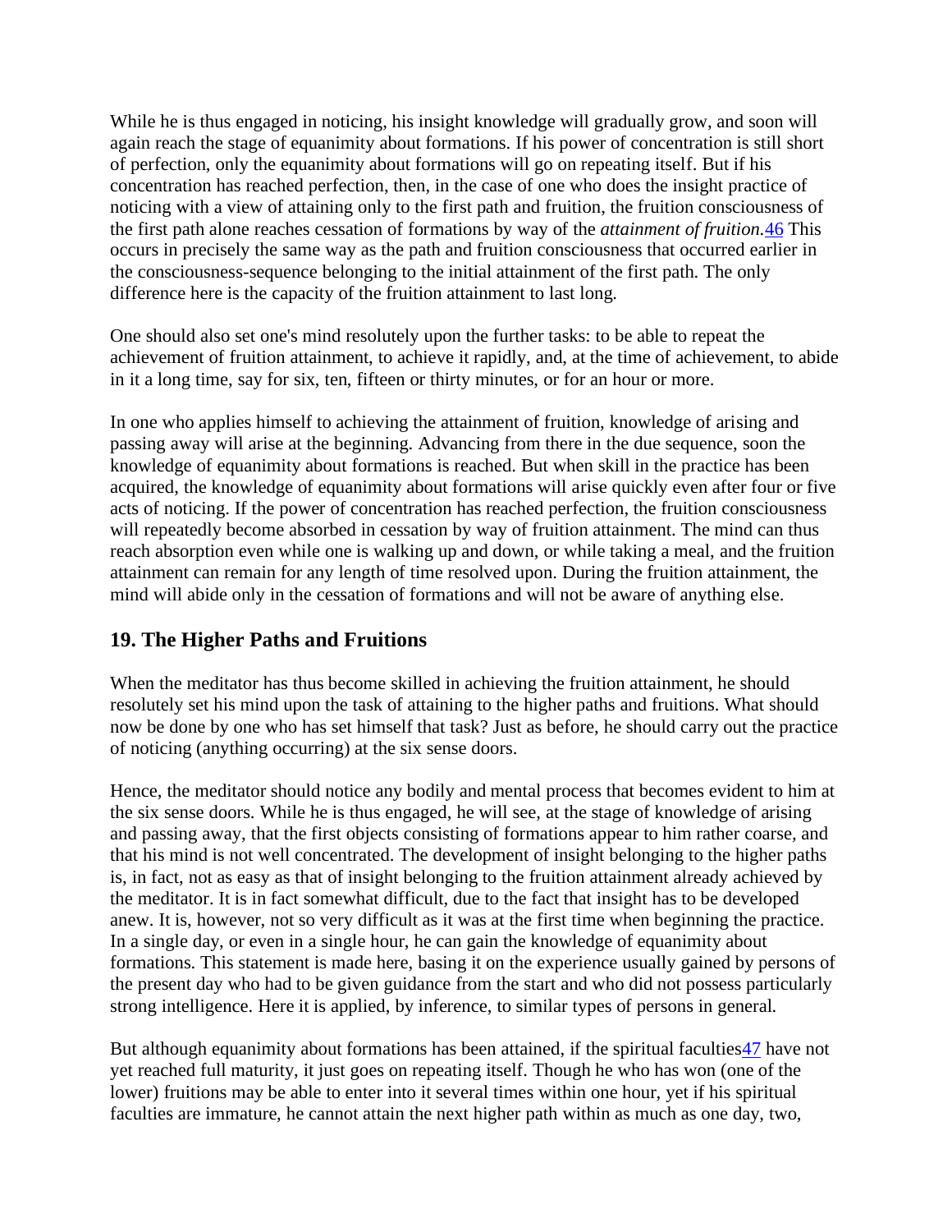While he is thus engaged in noticing, his insight knowledge will gradually grow, and soon will again reach the stage of equanimity about formations. If his power of concentration is still short of perfection, only the equanimity about formations will go on repeating itself. But if his concentration has reached perfection, then, in the case of one who does the insight practice of noticing with a view of attaining only to the first path and fruition, the fruition consciousness of the first path alone reaches cessation of formations by way of the *attainment of fruition*.[46] This occurs in precisely the same way as the path and fruition consciousness that occurred earlier in the consciousness-sequence belonging to the initial attainment of the first path. The only difference here is the capacity of the fruition attainment to last long.

One should also set one's mind resolutely upon the further tasks: to be able to repeat the achievement of fruition attainment, to achieve it rapidly, and, at the time of achievement, to abide in it a long time, say for six, ten, fifteen or thirty minutes, or for an hour or more.

In one who applies himself to achieving the attainment of fruition, knowledge of arising and passing away will arise at the beginning. Advancing from there in the due sequence, soon the knowledge of equanimity about formations is reached. But when skill in the practice has been acquired, the knowledge of equanimity about formations will arise quickly even after four or five acts of noticing. If the power of concentration has reached perfection, the fruition consciousness will repeatedly become absorbed in cessation by way of fruition attainment. The mind can thus reach absorption even while one is walking up and down, or while taking a meal, and the fruition attainment can remain for any length of time resolved upon. During the fruition attainment, the mind will abide only in the cessation of formations and will not be aware of anything else.

## 19. The Higher Paths and Fruitions

When the meditator has thus become skilled in achieving the fruition attainment, he should resolutely set his mind upon the task of attaining to the higher paths and fruitions. What should now be done by one who has set himself that task? Just as before, he should carry out the practice of noticing (anything occurring) at the six sense doors.

Hence, the meditator should notice any bodily and mental process that becomes evident to him at the six sense doors. While he is thus engaged, he will see, at the stage of knowledge of arising and passing away, that the first objects consisting of formations appear to him rather coarse, and that his mind is not well concentrated. The development of insight belonging to the higher paths is, in fact, not as easy as that of insight belonging to the fruition attainment already achieved by the meditator. It is in fact somewhat difficult, due to the fact that insight has to be developed anew. It is, however, not so very difficult as it was at the first time when beginning the practice. In a single day, or even in a single hour, he can gain the knowledge of equanimity about formations. This statement is made here, basing it on the experience usually gained by persons of the present day who had to be given guidance from the start and who did not possess particularly strong intelligence. Here it is applied, by inference, to similar types of persons in general.

But although equanimity about formations has been attained, if the spiritual faculties[47] have not yet reached full maturity, it just goes on repeating itself. Though he who has won (one of the lower) fruitions may be able to enter into it several times within one hour, yet if his spiritual faculties are immature, he cannot attain the next higher path within as much as one day, two,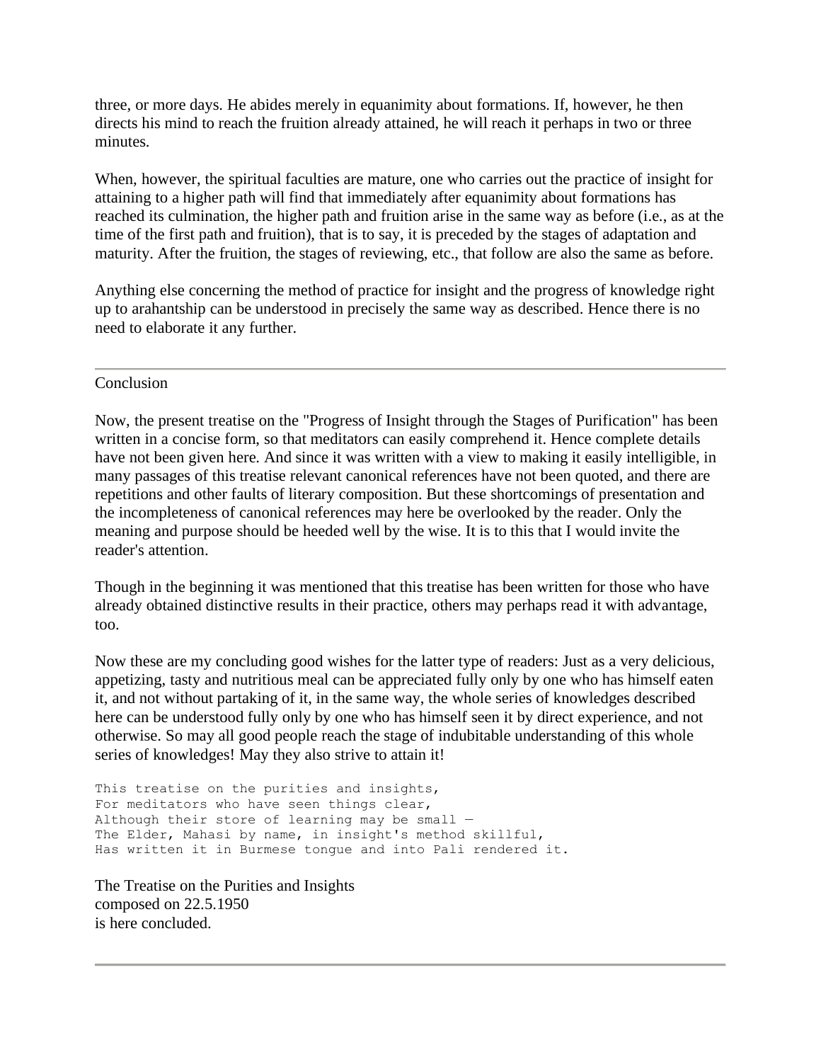three, or more days. He abides merely in equanimity about formations. If, however, he then directs his mind to reach the fruition already attained, he will reach it perhaps in two or three minutes.

When, however, the spiritual faculties are mature, one who carries out the practice of insight for attaining to a higher path will find that immediately after equanimity about formations has reached its culmination, the higher path and fruition arise in the same way as before (i.e., as at the time of the first path and fruition), that is to say, it is preceded by the stages of adaptation and maturity. After the fruition, the stages of reviewing, etc., that follow are also the same as before.

Anything else concerning the method of practice for insight and the progress of knowledge right up to arahantship can be understood in precisely the same way as described. Hence there is no need to elaborate it any further.

---

## Conclusion

Now, the present treatise on the "Progress of Insight through the Stages of Purification" has been written in a concise form, so that meditators can easily comprehend it. Hence complete details have not been given here. And since it was written with a view to making it easily intelligible, in many passages of this treatise relevant canonical references have not been quoted, and there are repetitions and other faults of literary composition. But these shortcomings of presentation and the incompleteness of canonical references may here be overlooked by the reader. Only the meaning and purpose should be heeded well by the wise. It is to this that I would invite the reader's attention.

Though in the beginning it was mentioned that this treatise has been written for those who have already obtained distinctive results in their practice, others may perhaps read it with advantage, too.

Now these are my concluding good wishes for the latter type of readers: Just as a very delicious, appetizing, tasty and nutritious meal can be appreciated fully only by one who has himself eaten it, and not without partaking of it, in the same way, the whole series of knowledges described here can be understood fully only by one who has himself seen it by direct experience, and not otherwise. So may all good people reach the stage of indubitable understanding of this whole series of knowledges! May they also strive to attain it!

```
This treatise on the purities and insights,
For meditators who have seen things clear,
Although their store of learning may be small —
The Elder, Mahasi by name, in insight's method skillful,
Has written it in Burmese tongue and into Pali rendered it.
```

The Treatise on the Purities and Insights
composed on 22.5.1950
is here concluded.

---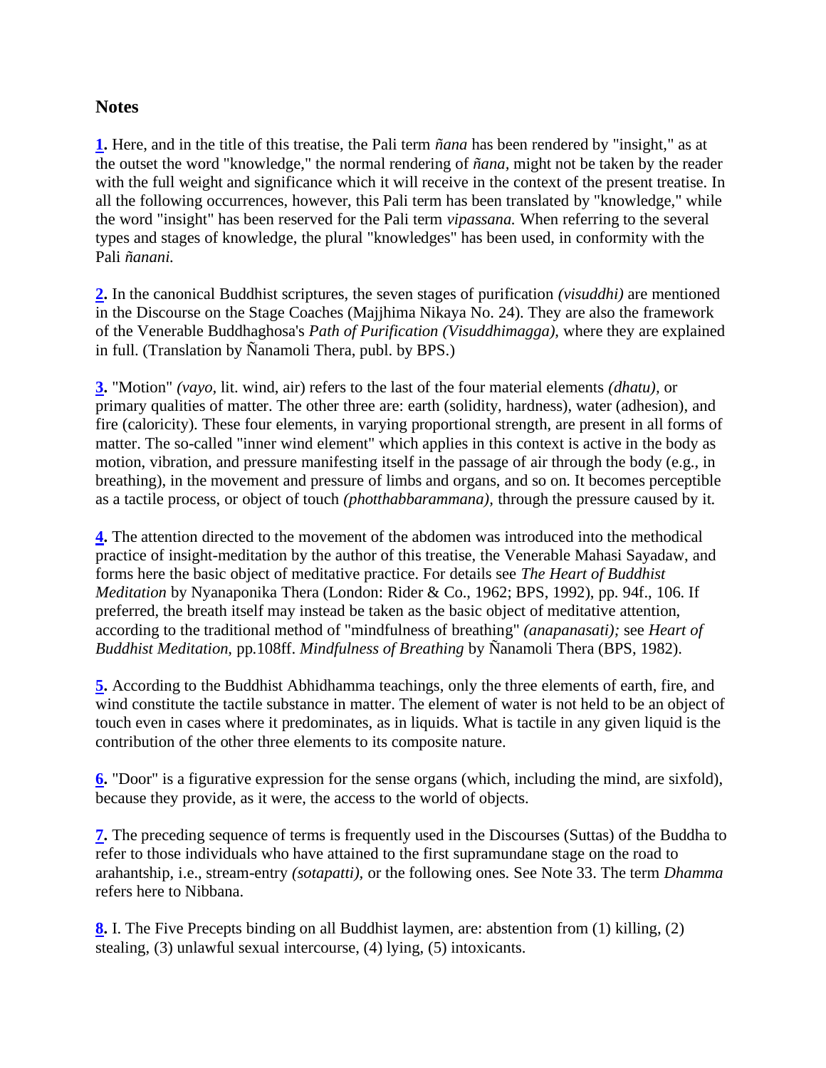## Notes

**1.** Here, and in the title of this treatise, the Pali term *ñana* has been rendered by "insight," as at the outset the word "knowledge," the normal rendering of *ñana,* might not be taken by the reader with the full weight and significance which it will receive in the context of the present treatise. In all the following occurrences, however, this Pali term has been translated by "knowledge," while the word "insight" has been reserved for the Pali term *vipassana.* When referring to the several types and stages of knowledge, the plural "knowledges" has been used, in conformity with the Pali *ñanani.*

**2.** In the canonical Buddhist scriptures, the seven stages of purification *(visuddhi)* are mentioned in the Discourse on the Stage Coaches (Majjhima Nikaya No. 24). They are also the framework of the Venerable Buddhaghosa's *Path of Purification (Visuddhimagga),* where they are explained in full. (Translation by Ñanamoli Thera, publ. by BPS.)

**3.** "Motion" *(vayo,* lit. wind, air) refers to the last of the four material elements *(dhatu),* or primary qualities of matter. The other three are: earth (solidity, hardness), water (adhesion), and fire (caloricity). These four elements, in varying proportional strength, are present in all forms of matter. The so-called "inner wind element" which applies in this context is active in the body as motion, vibration, and pressure manifesting itself in the passage of air through the body (e.g., in breathing), in the movement and pressure of limbs and organs, and so on. It becomes perceptible as a tactile process, or object of touch *(photthabbarammana),* through the pressure caused by it.

**4.** The attention directed to the movement of the abdomen was introduced into the methodical practice of insight-meditation by the author of this treatise, the Venerable Mahasi Sayadaw, and forms here the basic object of meditative practice. For details see *The Heart of Buddhist Meditation* by Nyanaponika Thera (London: Rider & Co., 1962; BPS, 1992), pp. 94f., 106. If preferred, the breath itself may instead be taken as the basic object of meditative attention, according to the traditional method of "mindfulness of breathing" *(anapanasati);* see *Heart of Buddhist Meditation,* pp.108ff. *Mindfulness of Breathing* by Ñanamoli Thera (BPS, 1982).

**5.** According to the Buddhist Abhidhamma teachings, only the three elements of earth, fire, and wind constitute the tactile substance in matter. The element of water is not held to be an object of touch even in cases where it predominates, as in liquids. What is tactile in any given liquid is the contribution of the other three elements to its composite nature.

**6.** "Door" is a figurative expression for the sense organs (which, including the mind, are sixfold), because they provide, as it were, the access to the world of objects.

**7.** The preceding sequence of terms is frequently used in the Discourses (Suttas) of the Buddha to refer to those individuals who have attained to the first supramundane stage on the road to arahantship, i.e., stream-entry *(sotapatti),* or the following ones. See Note 33. The term *Dhamma* refers here to Nibbana.

**8.** I. The Five Precepts binding on all Buddhist laymen, are: abstention from (1) killing, (2) stealing, (3) unlawful sexual intercourse, (4) lying, (5) intoxicants.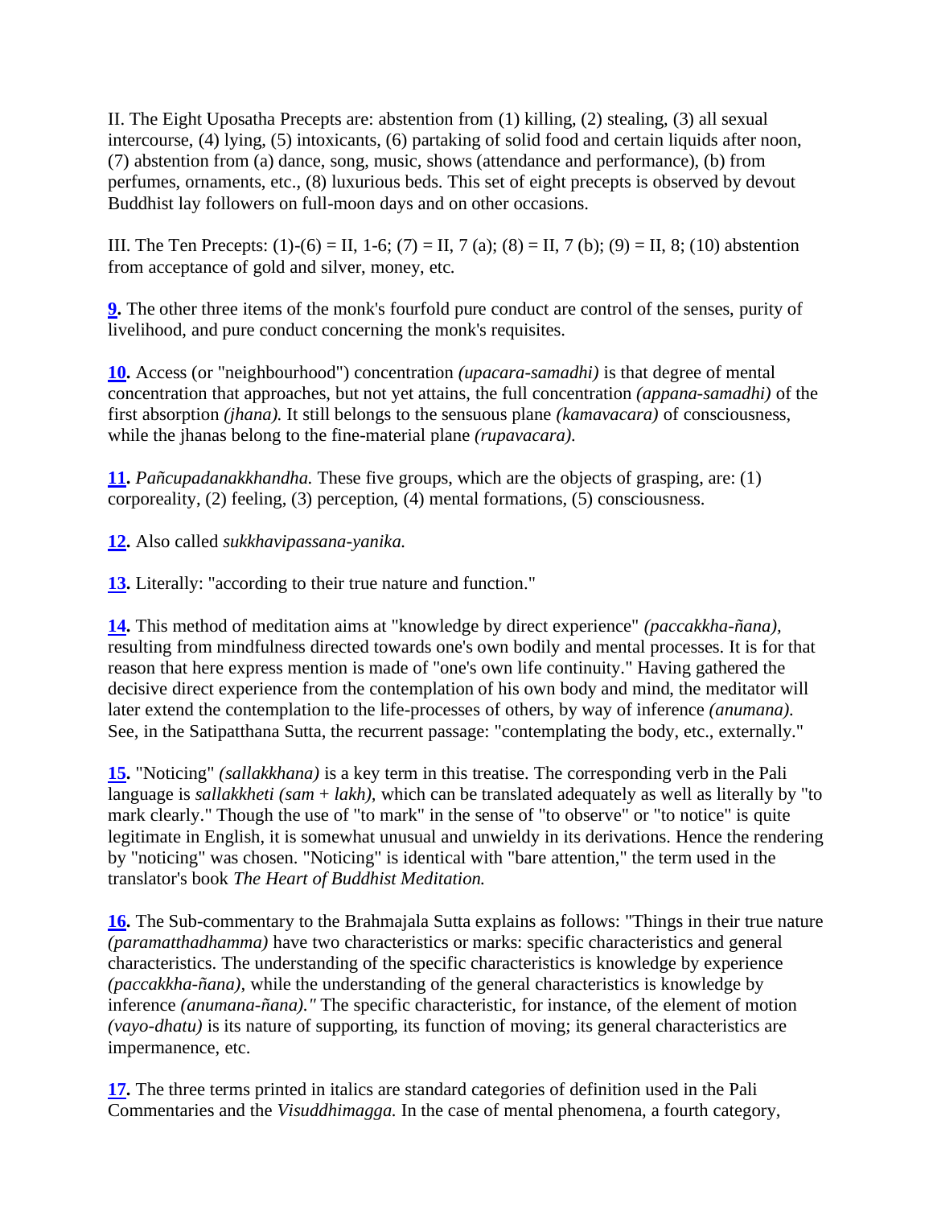II. The Eight Uposatha Precepts are: abstention from (1) killing, (2) stealing, (3) all sexual intercourse, (4) lying, (5) intoxicants, (6) partaking of solid food and certain liquids after noon, (7) abstention from (a) dance, song, music, shows (attendance and performance), (b) from perfumes, ornaments, etc., (8) luxurious beds. This set of eight precepts is observed by devout Buddhist lay followers on full-moon days and on other occasions.

III. The Ten Precepts: (1)-(6) = II, 1-6; (7) = II, 7 (a); (8) = II, 7 (b); (9) = II, 8; (10) abstention from acceptance of gold and silver, money, etc.

**9.** The other three items of the monk's fourfold pure conduct are control of the senses, purity of livelihood, and pure conduct concerning the monk's requisites.

**10.** Access (or "neighbourhood") concentration *(upacara-samadhi)* is that degree of mental concentration that approaches, but not yet attains, the full concentration *(appana-samadhi)* of the first absorption *(jhana).* It still belongs to the sensuous plane *(kamavacara)* of consciousness, while the jhanas belong to the fine-material plane *(rupavacara).*

**11.** *Pañcupadanakkhandha.* These five groups, which are the objects of grasping, are: (1) corporeality, (2) feeling, (3) perception, (4) mental formations, (5) consciousness.

**12.** Also called *sukkhavipassana-yanika.*

**13.** Literally: "according to their true nature and function."

**14.** This method of meditation aims at "knowledge by direct experience" *(paccakkha-ñana),* resulting from mindfulness directed towards one's own bodily and mental processes. It is for that reason that here express mention is made of "one's own life continuity." Having gathered the decisive direct experience from the contemplation of his own body and mind, the meditator will later extend the contemplation to the life-processes of others, by way of inference *(anumana).* See, in the Satipatthana Sutta, the recurrent passage: "contemplating the body, etc., externally."

**15.** "Noticing" *(sallakkhana)* is a key term in this treatise. The corresponding verb in the Pali language is *sallakkheti (sam + lakh),* which can be translated adequately as well as literally by "to mark clearly." Though the use of "to mark" in the sense of "to observe" or "to notice" is quite legitimate in English, it is somewhat unusual and unwieldy in its derivations. Hence the rendering by "noticing" was chosen. "Noticing" is identical with "bare attention," the term used in the translator's book *The Heart of Buddhist Meditation.*

**16.** The Sub-commentary to the Brahmajala Sutta explains as follows: "Things in their true nature *(paramatthadhamma)* have two characteristics or marks: specific characteristics and general characteristics. The understanding of the specific characteristics is knowledge by experience *(paccakkha-ñana),* while the understanding of the general characteristics is knowledge by inference *(anumana-ñana)."* The specific characteristic, for instance, of the element of motion *(vayo-dhatu)* is its nature of supporting, its function of moving; its general characteristics are impermanence, etc.

**17.** The three terms printed in italics are standard categories of definition used in the Pali Commentaries and the *Visuddhimagga.* In the case of mental phenomena, a fourth category,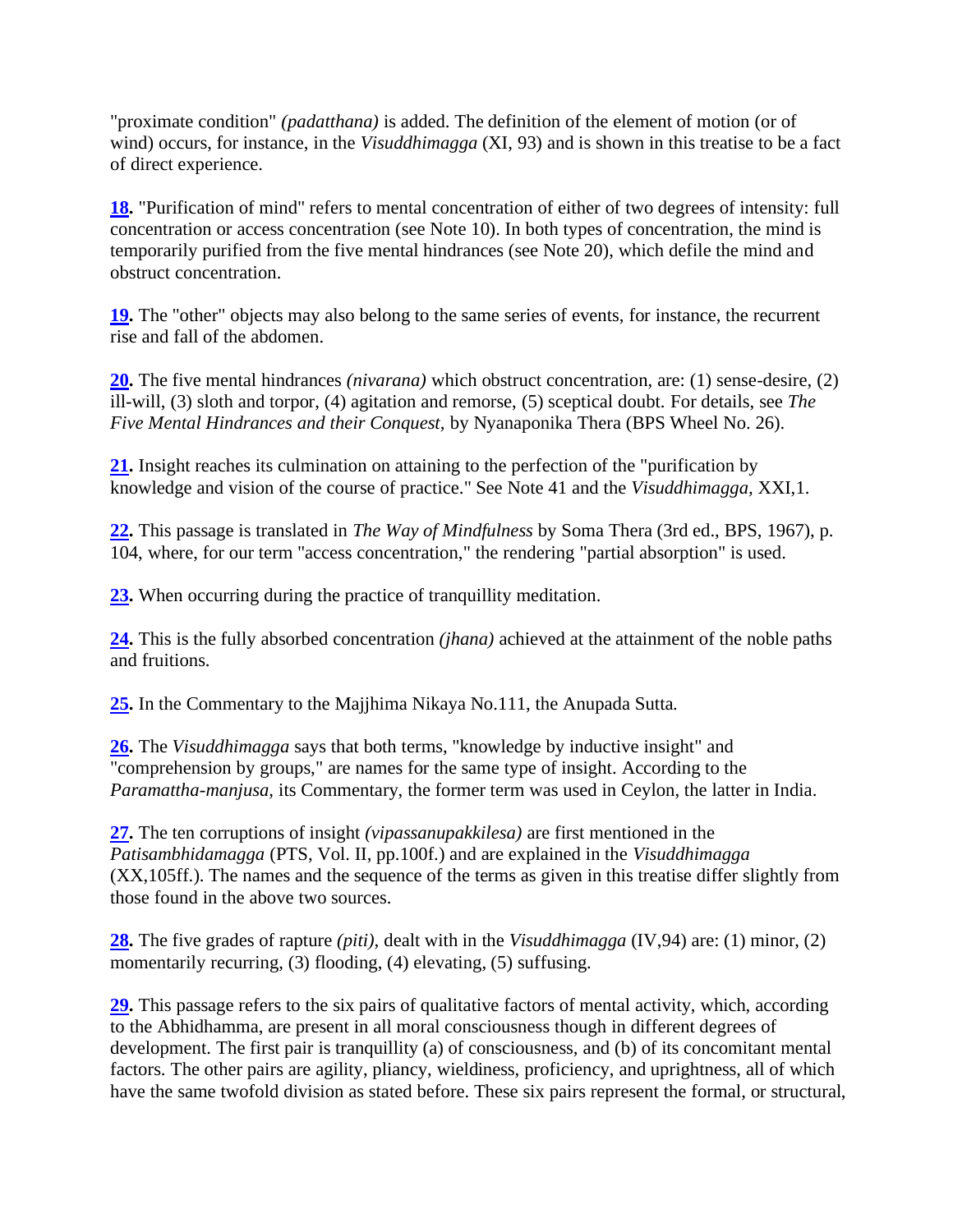"proximate condition" *(padatthana)* is added. The definition of the element of motion (or of wind) occurs, for instance, in the *Visuddhimagga* (XI, 93) and is shown in this treatise to be a fact of direct experience.

**18.** "Purification of mind" refers to mental concentration of either of two degrees of intensity: full concentration or access concentration (see Note 10). In both types of concentration, the mind is temporarily purified from the five mental hindrances (see Note 20), which defile the mind and obstruct concentration.

**19.** The "other" objects may also belong to the same series of events, for instance, the recurrent rise and fall of the abdomen.

**20.** The five mental hindrances *(nivarana)* which obstruct concentration, are: (1) sense-desire, (2) ill-will, (3) sloth and torpor, (4) agitation and remorse, (5) sceptical doubt. For details, see *The Five Mental Hindrances and their Conquest,* by Nyanaponika Thera (BPS Wheel No. 26).

**21.** Insight reaches its culmination on attaining to the perfection of the "purification by knowledge and vision of the course of practice." See Note 41 and the *Visuddhimagga*, XXI,1.

**22.** This passage is translated in *The Way of Mindfulness* by Soma Thera (3rd ed., BPS, 1967), p. 104, where, for our term "access concentration," the rendering "partial absorption" is used.

**23.** When occurring during the practice of tranquillity meditation.

**24.** This is the fully absorbed concentration *(jhana)* achieved at the attainment of the noble paths and fruitions.

**25.** In the Commentary to the Majjhima Nikaya No.111, the Anupada Sutta.

**26.** The *Visuddhimagga* says that both terms, "knowledge by inductive insight" and "comprehension by groups," are names for the same type of insight. According to the *Paramattha-manjusa,* its Commentary, the former term was used in Ceylon, the latter in India.

**27.** The ten corruptions of insight *(vipassanupakkilesa)* are first mentioned in the *Patisambhidamagga* (PTS, Vol. II, pp.100f.) and are explained in the *Visuddhimagga* (XX,105ff.). The names and the sequence of the terms as given in this treatise differ slightly from those found in the above two sources.

**28.** The five grades of rapture *(piti),* dealt with in the *Visuddhimagga* (IV,94) are: (1) minor, (2) momentarily recurring, (3) flooding, (4) elevating, (5) suffusing.

**29.** This passage refers to the six pairs of qualitative factors of mental activity, which, according to the Abhidhamma, are present in all moral consciousness though in different degrees of development. The first pair is tranquillity (a) of consciousness, and (b) of its concomitant mental factors. The other pairs are agility, pliancy, wieldiness, proficiency, and uprightness, all of which have the same twofold division as stated before. These six pairs represent the formal, or structural,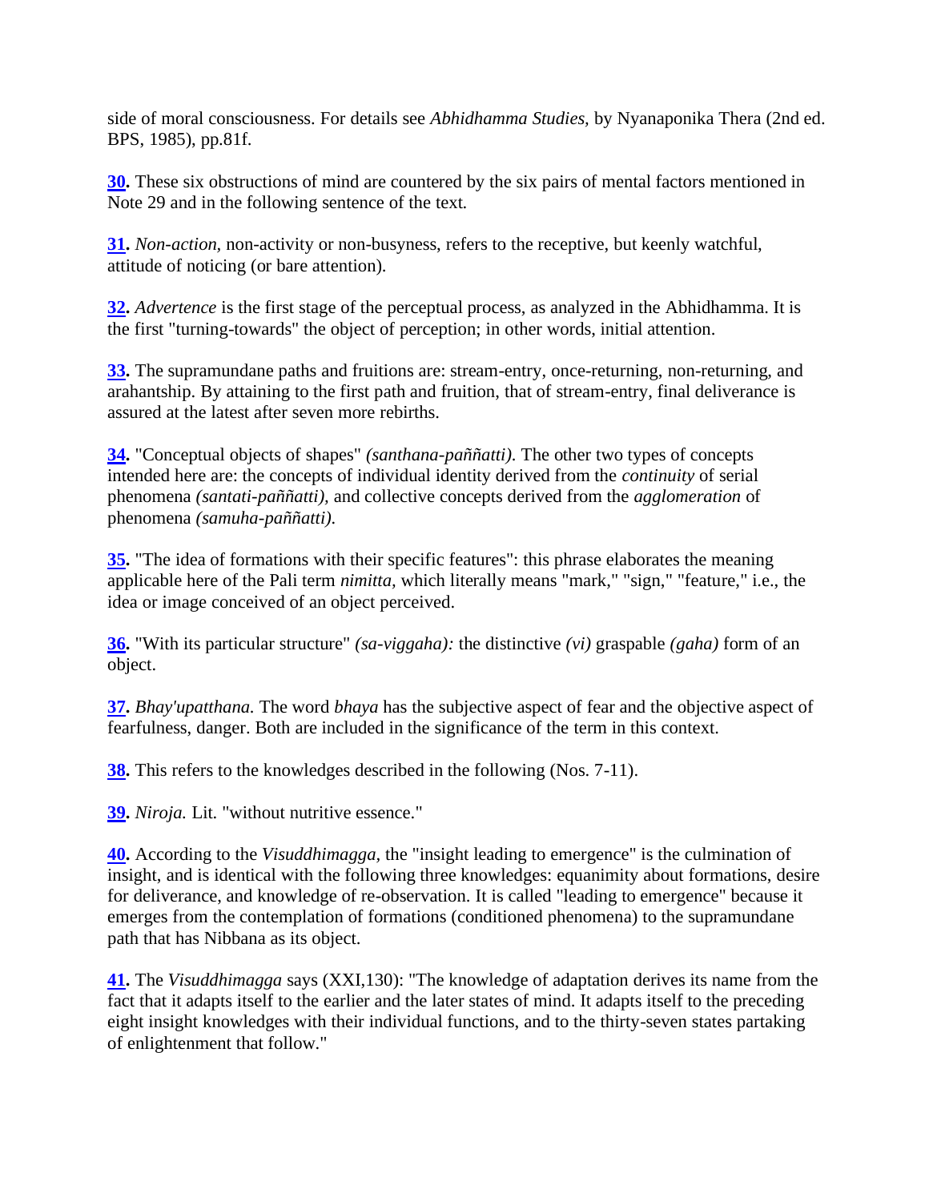side of moral consciousness. For details see *Abhidhamma Studies*, by Nyanaponika Thera (2nd ed. BPS, 1985), pp.81f.

**30.** These six obstructions of mind are countered by the six pairs of mental factors mentioned in Note 29 and in the following sentence of the text.

**31.** *Non-action*, non-activity or non-busyness, refers to the receptive, but keenly watchful, attitude of noticing (or bare attention).

**32.** *Advertence* is the first stage of the perceptual process, as analyzed in the Abhidhamma. It is the first "turning-towards" the object of perception; in other words, initial attention.

**33.** The supramundane paths and fruitions are: stream-entry, once-returning, non-returning, and arahantship. By attaining to the first path and fruition, that of stream-entry, final deliverance is assured at the latest after seven more rebirths.

**34.** "Conceptual objects of shapes" *(santhana-paññatti)*. The other two types of concepts intended here are: the concepts of individual identity derived from the *continuity* of serial phenomena *(santati-paññatti)*, and collective concepts derived from the *agglomeration* of phenomena *(samuha-paññatti)*.

**35.** "The idea of formations with their specific features": this phrase elaborates the meaning applicable here of the Pali term *nimitta*, which literally means "mark," "sign," "feature," i.e., the idea or image conceived of an object perceived.

**36.** "With its particular structure" *(sa-viggaha):* the distinctive *(vi)* graspable *(gaha)* form of an object.

**37.** *Bhay'upatthana.* The word *bhaya* has the subjective aspect of fear and the objective aspect of fearfulness, danger. Both are included in the significance of the term in this context.

**38.** This refers to the knowledges described in the following (Nos. 7-11).

**39.** *Niroja.* Lit. "without nutritive essence."

**40.** According to the *Visuddhimagga*, the "insight leading to emergence" is the culmination of insight, and is identical with the following three knowledges: equanimity about formations, desire for deliverance, and knowledge of re-observation. It is called "leading to emergence" because it emerges from the contemplation of formations (conditioned phenomena) to the supramundane path that has Nibbana as its object.

**41.** The *Visuddhimagga* says (XXI,130): "The knowledge of adaptation derives its name from the fact that it adapts itself to the earlier and the later states of mind. It adapts itself to the preceding eight insight knowledges with their individual functions, and to the thirty-seven states partaking of enlightenment that follow."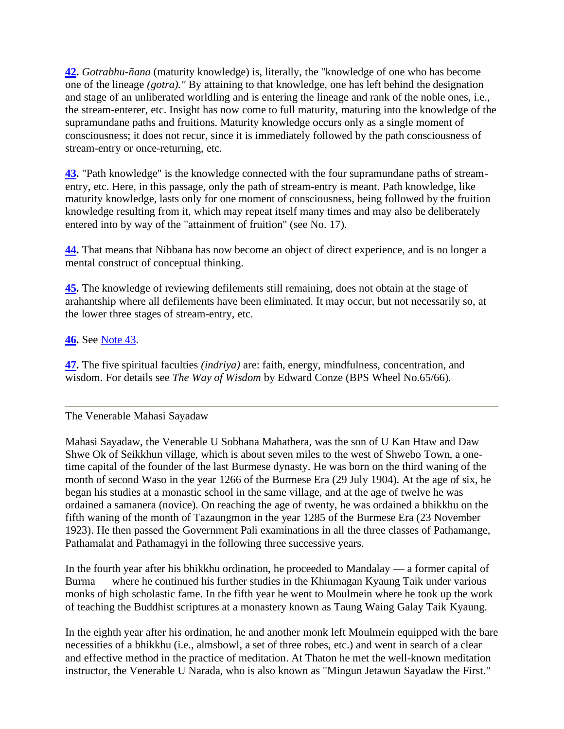**42.** *Gotrabhu-ñana* (maturity knowledge) is, literally, the "knowledge of one who has become one of the lineage *(gotra)."* By attaining to that knowledge, one has left behind the designation and stage of an unliberated worldling and is entering the lineage and rank of the noble ones, i.e., the stream-enterer, etc. Insight has now come to full maturity, maturing into the knowledge of the supramundane paths and fruitions. Maturity knowledge occurs only as a single moment of consciousness; it does not recur, since it is immediately followed by the path consciousness of stream-entry or once-returning, etc.

**43.** "Path knowledge" is the knowledge connected with the four supramundane paths of stream-entry, etc. Here, in this passage, only the path of stream-entry is meant. Path knowledge, like maturity knowledge, lasts only for one moment of consciousness, being followed by the fruition knowledge resulting from it, which may repeat itself many times and may also be deliberately entered into by way of the "attainment of fruition" (see No. 17).

**44.** That means that Nibbana has now become an object of direct experience, and is no longer a mental construct of conceptual thinking.

**45.** The knowledge of reviewing defilements still remaining, does not obtain at the stage of arahantship where all defilements have been eliminated. It may occur, but not necessarily so, at the lower three stages of stream-entry, etc.

**46.** See Note 43.

**47.** The five spiritual faculties *(indriya)* are: faith, energy, mindfulness, concentration, and wisdom. For details see *The Way of Wisdom* by Edward Conze (BPS Wheel No.65/66).

---

The Venerable Mahasi Sayadaw

Mahasi Sayadaw, the Venerable U Sobhana Mahathera, was the son of U Kan Htaw and Daw Shwe Ok of Seikkhun village, which is about seven miles to the west of Shwebo Town, a one-time capital of the founder of the last Burmese dynasty. He was born on the third waning of the month of second Waso in the year 1266 of the Burmese Era (29 July 1904). At the age of six, he began his studies at a monastic school in the same village, and at the age of twelve he was ordained a samanera (novice). On reaching the age of twenty, he was ordained a bhikkhu on the fifth waning of the month of Tazaungmon in the year 1285 of the Burmese Era (23 November 1923). He then passed the Government Pali examinations in all the three classes of Pathamange, Pathamalat and Pathamagyi in the following three successive years.

In the fourth year after his bhikkhu ordination, he proceeded to Mandalay — a former capital of Burma — where he continued his further studies in the Khinmagan Kyaung Taik under various monks of high scholastic fame. In the fifth year he went to Moulmein where he took up the work of teaching the Buddhist scriptures at a monastery known as Taung Waing Galay Taik Kyaung.

In the eighth year after his ordination, he and another monk left Moulmein equipped with the bare necessities of a bhikkhu (i.e., almsbowl, a set of three robes, etc.) and went in search of a clear and effective method in the practice of meditation. At Thaton he met the well-known meditation instructor, the Venerable U Narada, who is also known as "Mingun Jetawun Sayadaw the First."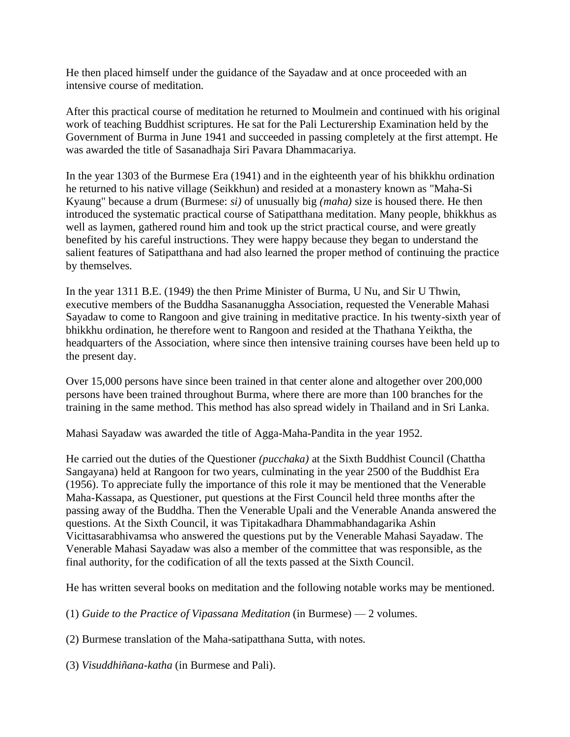He then placed himself under the guidance of the Sayadaw and at once proceeded with an intensive course of meditation.

After this practical course of meditation he returned to Moulmein and continued with his original work of teaching Buddhist scriptures. He sat for the Pali Lecturership Examination held by the Government of Burma in June 1941 and succeeded in passing completely at the first attempt. He was awarded the title of Sasanadhaja Siri Pavara Dhammacariya.

In the year 1303 of the Burmese Era (1941) and in the eighteenth year of his bhikkhu ordination he returned to his native village (Seikkhun) and resided at a monastery known as "Maha-Si Kyaung" because a drum (Burmese: *si)* of unusually big *(maha)* size is housed there. He then introduced the systematic practical course of Satipatthana meditation. Many people, bhikkhus as well as laymen, gathered round him and took up the strict practical course, and were greatly benefited by his careful instructions. They were happy because they began to understand the salient features of Satipatthana and had also learned the proper method of continuing the practice by themselves.

In the year 1311 B.E. (1949) the then Prime Minister of Burma, U Nu, and Sir U Thwin, executive members of the Buddha Sasananuggha Association, requested the Venerable Mahasi Sayadaw to come to Rangoon and give training in meditative practice. In his twenty-sixth year of bhikkhu ordination, he therefore went to Rangoon and resided at the Thathana Yeiktha, the headquarters of the Association, where since then intensive training courses have been held up to the present day.

Over 15,000 persons have since been trained in that center alone and altogether over 200,000 persons have been trained throughout Burma, where there are more than 100 branches for the training in the same method. This method has also spread widely in Thailand and in Sri Lanka.

Mahasi Sayadaw was awarded the title of Agga-Maha-Pandita in the year 1952.

He carried out the duties of the Questioner *(pucchaka)* at the Sixth Buddhist Council (Chattha Sangayana) held at Rangoon for two years, culminating in the year 2500 of the Buddhist Era (1956). To appreciate fully the importance of this role it may be mentioned that the Venerable Maha-Kassapa, as Questioner, put questions at the First Council held three months after the passing away of the Buddha. Then the Venerable Upali and the Venerable Ananda answered the questions. At the Sixth Council, it was Tipitakadhara Dhammabhandagarika Ashin Vicittasarabhivamsa who answered the questions put by the Venerable Mahasi Sayadaw. The Venerable Mahasi Sayadaw was also a member of the committee that was responsible, as the final authority, for the codification of all the texts passed at the Sixth Council.

He has written several books on meditation and the following notable works may be mentioned.

(1) *Guide to the Practice of Vipassana Meditation* (in Burmese) — 2 volumes.

(2) Burmese translation of the Maha-satipatthana Sutta, with notes.

(3) *Visuddhiñana-katha* (in Burmese and Pali).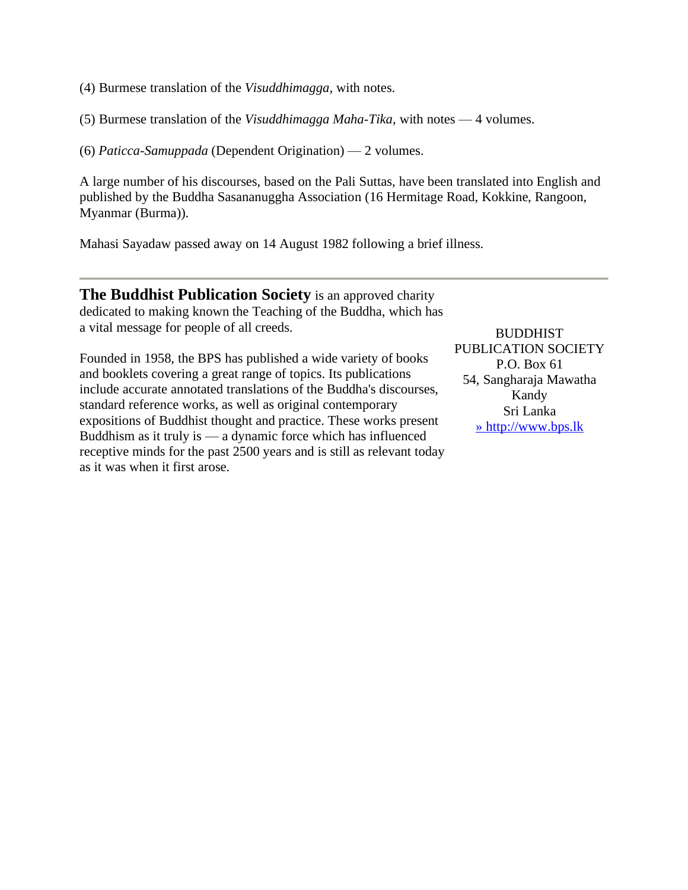(4) Burmese translation of the *Visuddhimagga*, with notes.

(5) Burmese translation of the *Visuddhimagga Maha-Tika*, with notes — 4 volumes.

(6) *Paticca-Samuppada* (Dependent Origination) — 2 volumes.

A large number of his discourses, based on the Pali Suttas, have been translated into English and published by the Buddha Sasananuggha Association (16 Hermitage Road, Kokkine, Rangoon, Myanmar (Burma)).

Mahasi Sayadaw passed away on 14 August 1982 following a brief illness.

---

**The Buddhist Publication Society** is an approved charity dedicated to making known the Teaching of the Buddha, which has a vital message for people of all creeds.

Founded in 1958, the BPS has published a wide variety of books and booklets covering a great range of topics. Its publications include accurate annotated translations of the Buddha's discourses, standard reference works, as well as original contemporary expositions of Buddhist thought and practice. These works present Buddhism as it truly is — a dynamic force which has influenced receptive minds for the past 2500 years and is still as relevant today as it was when it first arose.

BUDDHIST PUBLICATION SOCIETY  
P.O. Box 61  
54, Sangharaja Mawatha  
Kandy  
Sri Lanka  
» http://www.bps.lk